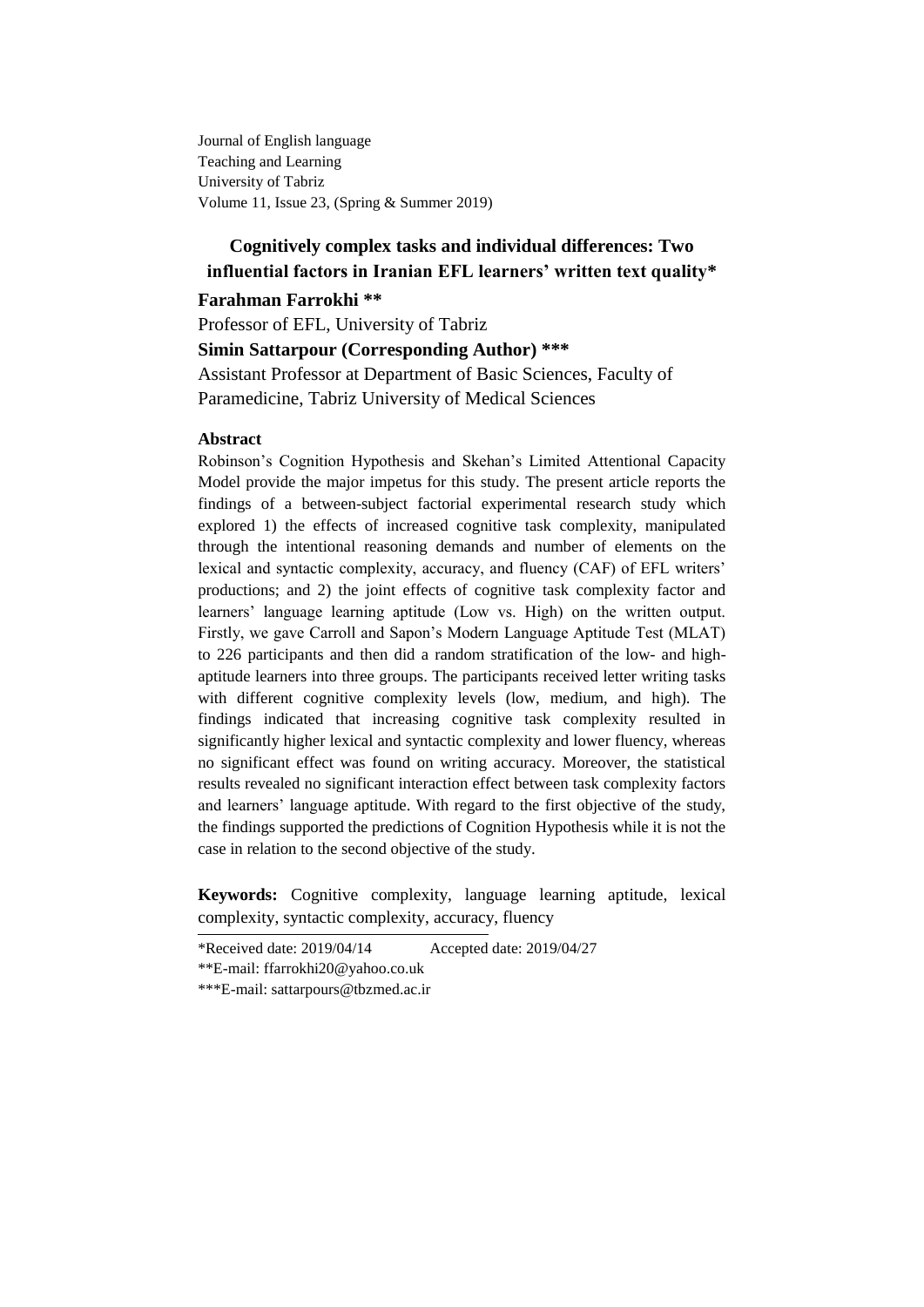Journal of English language
Teaching and Learning
University of Tabriz
Volume 11, Issue 23, (Spring & Summer 2019)

# Cognitively complex tasks and individual differences: Two influential factors in Iranian EFL learners' written text quality*

**Farahman Farrokhi ****

Professor of EFL, University of Tabriz

**Simin Sattarpour (Corresponding Author) *****

Assistant Professor at Department of Basic Sciences, Faculty of Paramedicine, Tabriz University of Medical Sciences

## Abstract

Robinson's Cognition Hypothesis and Skehan's Limited Attentional Capacity Model provide the major impetus for this study. The present article reports the findings of a between-subject factorial experimental research study which explored 1) the effects of increased cognitive task complexity, manipulated through the intentional reasoning demands and number of elements on the lexical and syntactic complexity, accuracy, and fluency (CAF) of EFL writers' productions; and 2) the joint effects of cognitive task complexity factor and learners' language learning aptitude (Low vs. High) on the written output. Firstly, we gave Carroll and Sapon's Modern Language Aptitude Test (MLAT) to 226 participants and then did a random stratification of the low- and high-aptitude learners into three groups. The participants received letter writing tasks with different cognitive complexity levels (low, medium, and high). The findings indicated that increasing cognitive task complexity resulted in significantly higher lexical and syntactic complexity and lower fluency, whereas no significant effect was found on writing accuracy. Moreover, the statistical results revealed no significant interaction effect between task complexity factors and learners' language aptitude. With regard to the first objective of the study, the findings supported the predictions of Cognition Hypothesis while it is not the case in relation to the second objective of the study.

**Keywords:** Cognitive complexity, language learning aptitude, lexical complexity, syntactic complexity, accuracy, fluency

---

*Received date: 2019/04/14 Accepted date: 2019/04/27

**E-mail: ffarrokhi20@yahoo.co.uk

***E-mail: sattarpours@tbzmed.ac.ir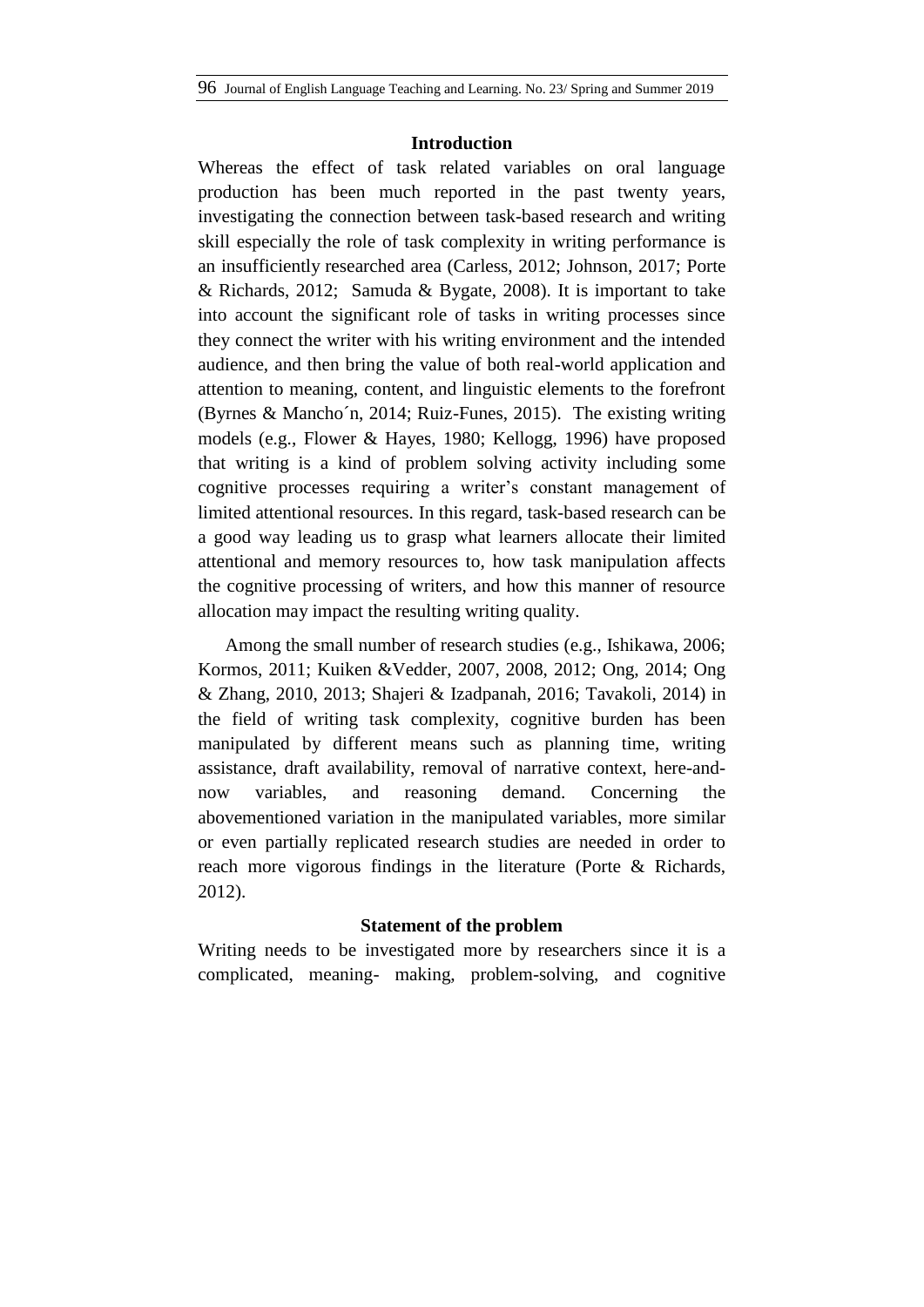## Introduction

Whereas the effect of task related variables on oral language production has been much reported in the past twenty years, investigating the connection between task-based research and writing skill especially the role of task complexity in writing performance is an insufficiently researched area (Carless, 2012; Johnson, 2017; Porte & Richards, 2012; Samuda & Bygate, 2008). It is important to take into account the significant role of tasks in writing processes since they connect the writer with his writing environment and the intended audience, and then bring the value of both real-world application and attention to meaning, content, and linguistic elements to the forefront (Byrnes & Mancho´n, 2014; Ruiz-Funes, 2015). The existing writing models (e.g., Flower & Hayes, 1980; Kellogg, 1996) have proposed that writing is a kind of problem solving activity including some cognitive processes requiring a writer's constant management of limited attentional resources. In this regard, task-based research can be a good way leading us to grasp what learners allocate their limited attentional and memory resources to, how task manipulation affects the cognitive processing of writers, and how this manner of resource allocation may impact the resulting writing quality.

Among the small number of research studies (e.g., Ishikawa, 2006; Kormos, 2011; Kuiken &Vedder, 2007, 2008, 2012; Ong, 2014; Ong & Zhang, 2010, 2013; Shajeri & Izadpanah, 2016; Tavakoli, 2014) in the field of writing task complexity, cognitive burden has been manipulated by different means such as planning time, writing assistance, draft availability, removal of narrative context, here-and-now variables, and reasoning demand. Concerning the abovementioned variation in the manipulated variables, more similar or even partially replicated research studies are needed in order to reach more vigorous findings in the literature (Porte & Richards, 2012).

## Statement of the problem

Writing needs to be investigated more by researchers since it is a complicated, meaning- making, problem-solving, and cognitive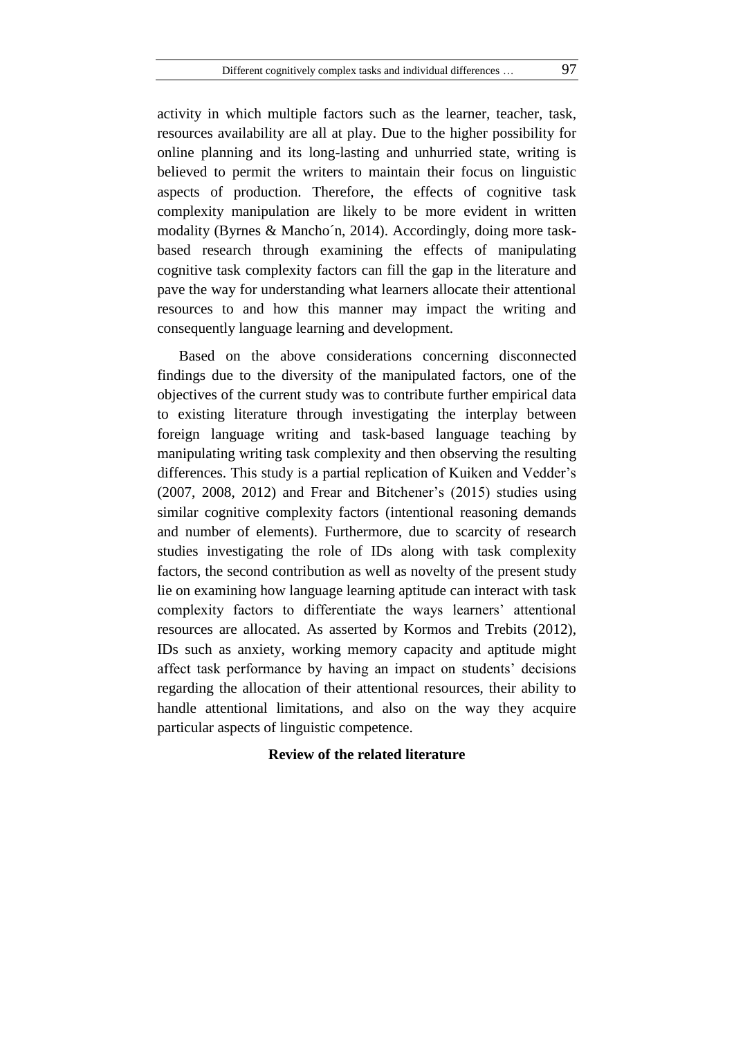activity in which multiple factors such as the learner, teacher, task, resources availability are all at play. Due to the higher possibility for online planning and its long-lasting and unhurried state, writing is believed to permit the writers to maintain their focus on linguistic aspects of production. Therefore, the effects of cognitive task complexity manipulation are likely to be more evident in written modality (Byrnes & Mancho´n, 2014). Accordingly, doing more task-based research through examining the effects of manipulating cognitive task complexity factors can fill the gap in the literature and pave the way for understanding what learners allocate their attentional resources to and how this manner may impact the writing and consequently language learning and development.

Based on the above considerations concerning disconnected findings due to the diversity of the manipulated factors, one of the objectives of the current study was to contribute further empirical data to existing literature through investigating the interplay between foreign language writing and task-based language teaching by manipulating writing task complexity and then observing the resulting differences. This study is a partial replication of Kuiken and Vedder's (2007, 2008, 2012) and Frear and Bitchener's (2015) studies using similar cognitive complexity factors (intentional reasoning demands and number of elements). Furthermore, due to scarcity of research studies investigating the role of IDs along with task complexity factors, the second contribution as well as novelty of the present study lie on examining how language learning aptitude can interact with task complexity factors to differentiate the ways learners' attentional resources are allocated. As asserted by Kormos and Trebits (2012), IDs such as anxiety, working memory capacity and aptitude might affect task performance by having an impact on students' decisions regarding the allocation of their attentional resources, their ability to handle attentional limitations, and also on the way they acquire particular aspects of linguistic competence.

## Review of the related literature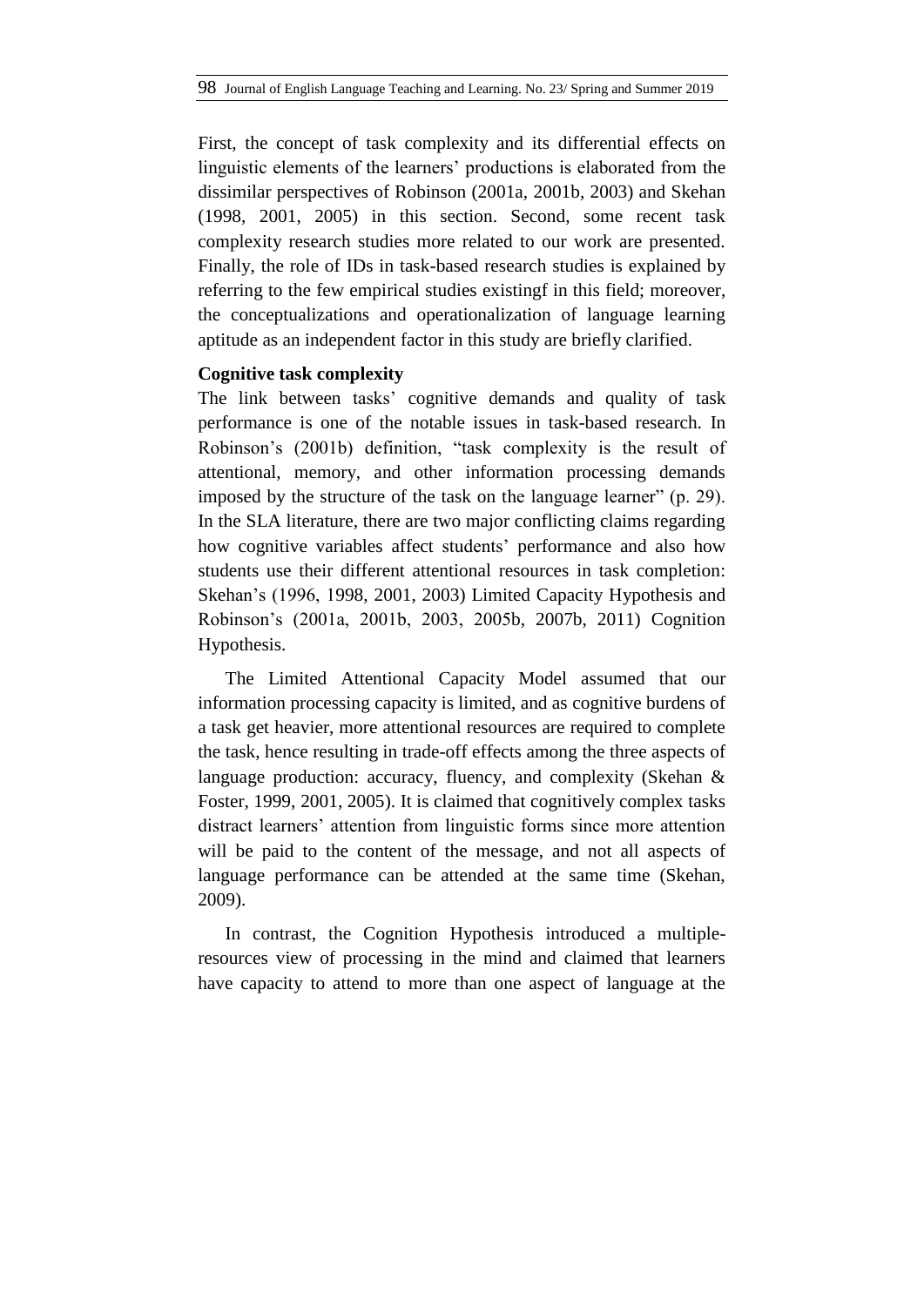First, the concept of task complexity and its differential effects on linguistic elements of the learners' productions is elaborated from the dissimilar perspectives of Robinson (2001a, 2001b, 2003) and Skehan (1998, 2001, 2005) in this section. Second, some recent task complexity research studies more related to our work are presented. Finally, the role of IDs in task-based research studies is explained by referring to the few empirical studies existingf in this field; moreover, the conceptualizations and operationalization of language learning aptitude as an independent factor in this study are briefly clarified.

**Cognitive task complexity**

The link between tasks' cognitive demands and quality of task performance is one of the notable issues in task-based research. In Robinson's (2001b) definition, "task complexity is the result of attentional, memory, and other information processing demands imposed by the structure of the task on the language learner" (p. 29). In the SLA literature, there are two major conflicting claims regarding how cognitive variables affect students' performance and also how students use their different attentional resources in task completion: Skehan's (1996, 1998, 2001, 2003) Limited Capacity Hypothesis and Robinson's (2001a, 2001b, 2003, 2005b, 2007b, 2011) Cognition Hypothesis.

The Limited Attentional Capacity Model assumed that our information processing capacity is limited, and as cognitive burdens of a task get heavier, more attentional resources are required to complete the task, hence resulting in trade-off effects among the three aspects of language production: accuracy, fluency, and complexity (Skehan & Foster, 1999, 2001, 2005). It is claimed that cognitively complex tasks distract learners' attention from linguistic forms since more attention will be paid to the content of the message, and not all aspects of language performance can be attended at the same time (Skehan, 2009).

In contrast, the Cognition Hypothesis introduced a multiple-resources view of processing in the mind and claimed that learners have capacity to attend to more than one aspect of language at the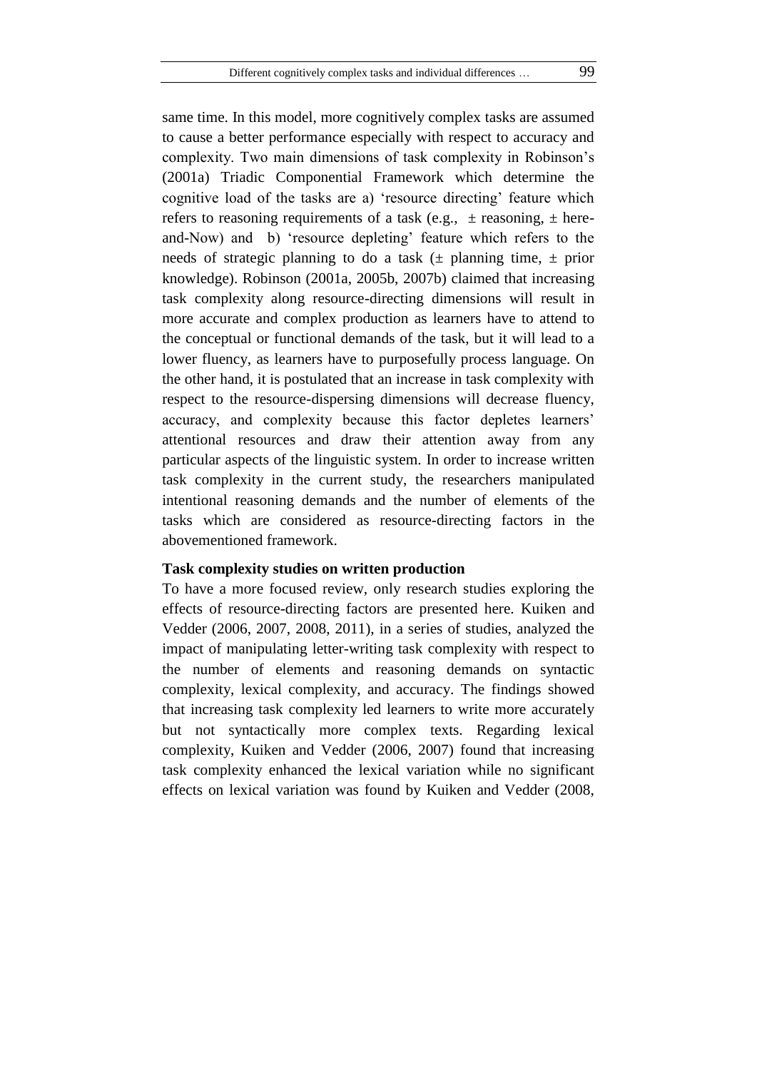same time. In this model, more cognitively complex tasks are assumed to cause a better performance especially with respect to accuracy and complexity. Two main dimensions of task complexity in Robinson's (2001a) Triadic Componential Framework which determine the cognitive load of the tasks are a) 'resource directing' feature which refers to reasoning requirements of a task (e.g., ± reasoning, ± here-and-Now) and b) 'resource depleting' feature which refers to the needs of strategic planning to do a task (± planning time, ± prior knowledge). Robinson (2001a, 2005b, 2007b) claimed that increasing task complexity along resource-directing dimensions will result in more accurate and complex production as learners have to attend to the conceptual or functional demands of the task, but it will lead to a lower fluency, as learners have to purposefully process language. On the other hand, it is postulated that an increase in task complexity with respect to the resource-dispersing dimensions will decrease fluency, accuracy, and complexity because this factor depletes learners' attentional resources and draw their attention away from any particular aspects of the linguistic system. In order to increase written task complexity in the current study, the researchers manipulated intentional reasoning demands and the number of elements of the tasks which are considered as resource-directing factors in the abovementioned framework.

**Task complexity studies on written production**

To have a more focused review, only research studies exploring the effects of resource-directing factors are presented here. Kuiken and Vedder (2006, 2007, 2008, 2011), in a series of studies, analyzed the impact of manipulating letter-writing task complexity with respect to the number of elements and reasoning demands on syntactic complexity, lexical complexity, and accuracy. The findings showed that increasing task complexity led learners to write more accurately but not syntactically more complex texts. Regarding lexical complexity, Kuiken and Vedder (2006, 2007) found that increasing task complexity enhanced the lexical variation while no significant effects on lexical variation was found by Kuiken and Vedder (2008,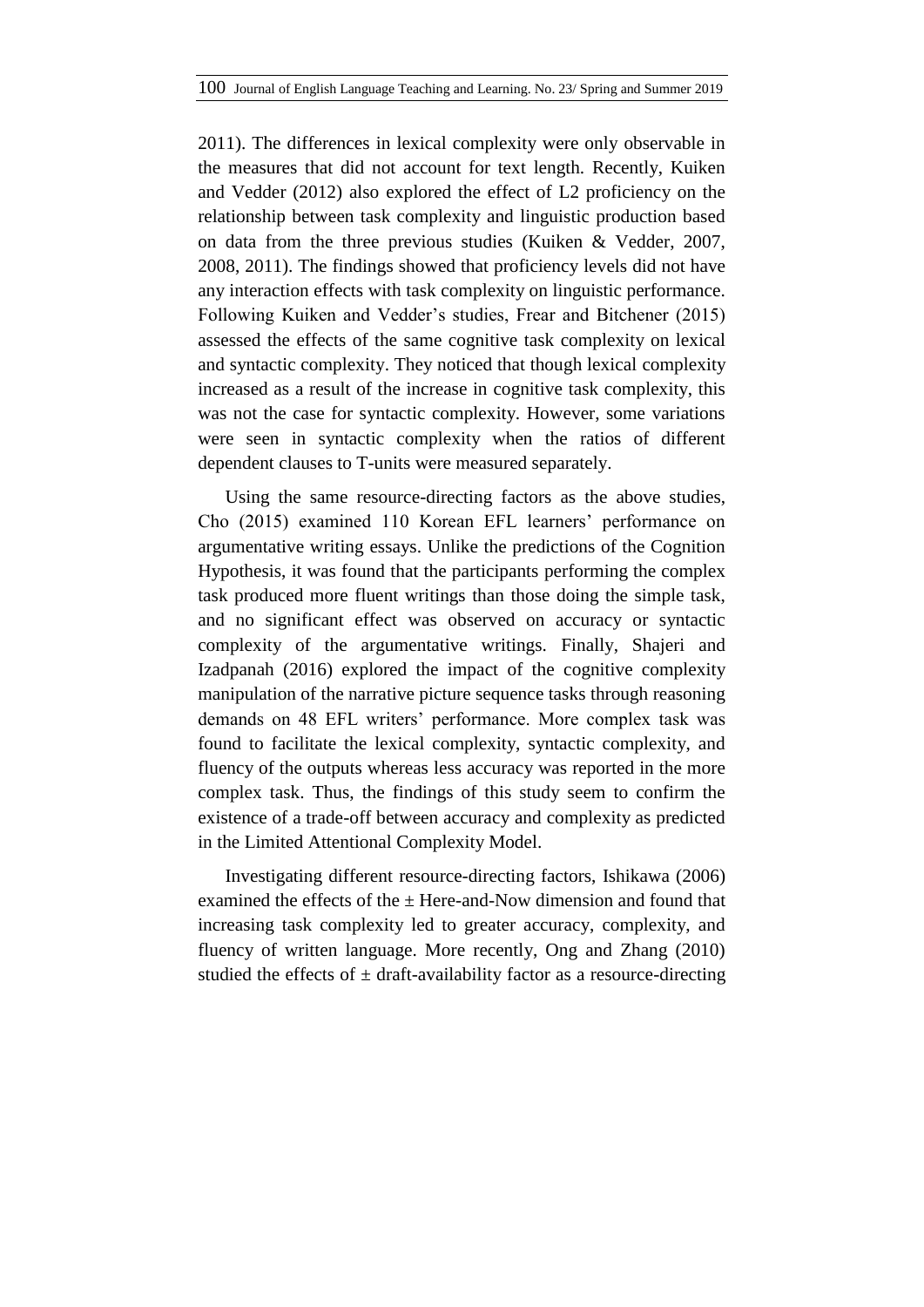2011). The differences in lexical complexity were only observable in the measures that did not account for text length. Recently, Kuiken and Vedder (2012) also explored the effect of L2 proficiency on the relationship between task complexity and linguistic production based on data from the three previous studies (Kuiken & Vedder, 2007, 2008, 2011). The findings showed that proficiency levels did not have any interaction effects with task complexity on linguistic performance. Following Kuiken and Vedder's studies, Frear and Bitchener (2015) assessed the effects of the same cognitive task complexity on lexical and syntactic complexity. They noticed that though lexical complexity increased as a result of the increase in cognitive task complexity, this was not the case for syntactic complexity. However, some variations were seen in syntactic complexity when the ratios of different dependent clauses to T-units were measured separately.

Using the same resource-directing factors as the above studies, Cho (2015) examined 110 Korean EFL learners' performance on argumentative writing essays. Unlike the predictions of the Cognition Hypothesis, it was found that the participants performing the complex task produced more fluent writings than those doing the simple task, and no significant effect was observed on accuracy or syntactic complexity of the argumentative writings. Finally, Shajeri and Izadpanah (2016) explored the impact of the cognitive complexity manipulation of the narrative picture sequence tasks through reasoning demands on 48 EFL writers' performance. More complex task was found to facilitate the lexical complexity, syntactic complexity, and fluency of the outputs whereas less accuracy was reported in the more complex task. Thus, the findings of this study seem to confirm the existence of a trade-off between accuracy and complexity as predicted in the Limited Attentional Complexity Model.

Investigating different resource-directing factors, Ishikawa (2006) examined the effects of the ± Here-and-Now dimension and found that increasing task complexity led to greater accuracy, complexity, and fluency of written language. More recently, Ong and Zhang (2010) studied the effects of ± draft-availability factor as a resource-directing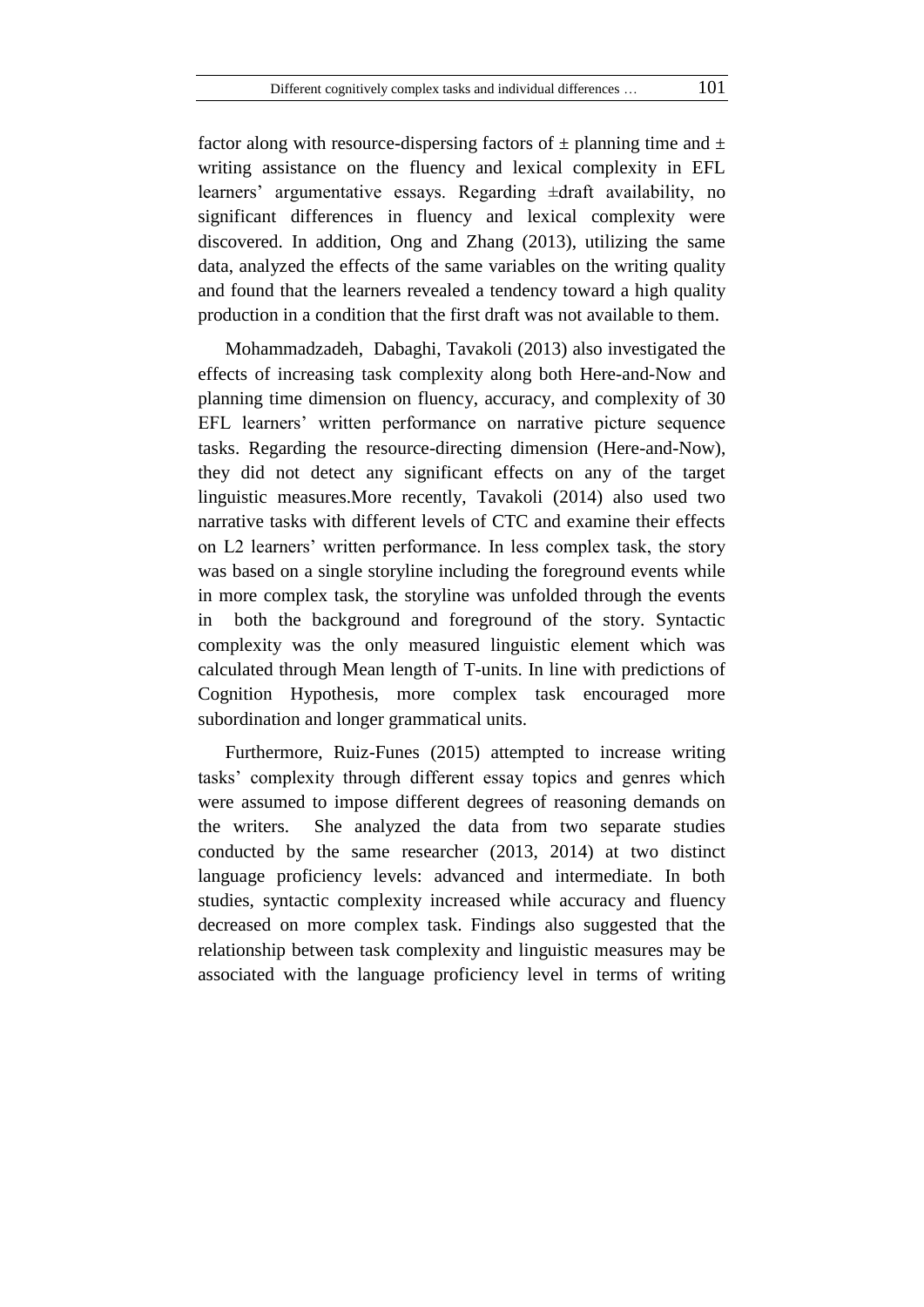factor along with resource-dispersing factors of ± planning time and ± writing assistance on the fluency and lexical complexity in EFL learners' argumentative essays. Regarding ±draft availability, no significant differences in fluency and lexical complexity were discovered. In addition, Ong and Zhang (2013), utilizing the same data, analyzed the effects of the same variables on the writing quality and found that the learners revealed a tendency toward a high quality production in a condition that the first draft was not available to them.

Mohammadzadeh, Dabaghi, Tavakoli (2013) also investigated the effects of increasing task complexity along both Here-and-Now and planning time dimension on fluency, accuracy, and complexity of 30 EFL learners' written performance on narrative picture sequence tasks. Regarding the resource-directing dimension (Here-and-Now), they did not detect any significant effects on any of the target linguistic measures.More recently, Tavakoli (2014) also used two narrative tasks with different levels of CTC and examine their effects on L2 learners' written performance. In less complex task, the story was based on a single storyline including the foreground events while in more complex task, the storyline was unfolded through the events in both the background and foreground of the story. Syntactic complexity was the only measured linguistic element which was calculated through Mean length of T-units. In line with predictions of Cognition Hypothesis, more complex task encouraged more subordination and longer grammatical units.

Furthermore, Ruiz-Funes (2015) attempted to increase writing tasks' complexity through different essay topics and genres which were assumed to impose different degrees of reasoning demands on the writers. She analyzed the data from two separate studies conducted by the same researcher (2013, 2014) at two distinct language proficiency levels: advanced and intermediate. In both studies, syntactic complexity increased while accuracy and fluency decreased on more complex task. Findings also suggested that the relationship between task complexity and linguistic measures may be associated with the language proficiency level in terms of writing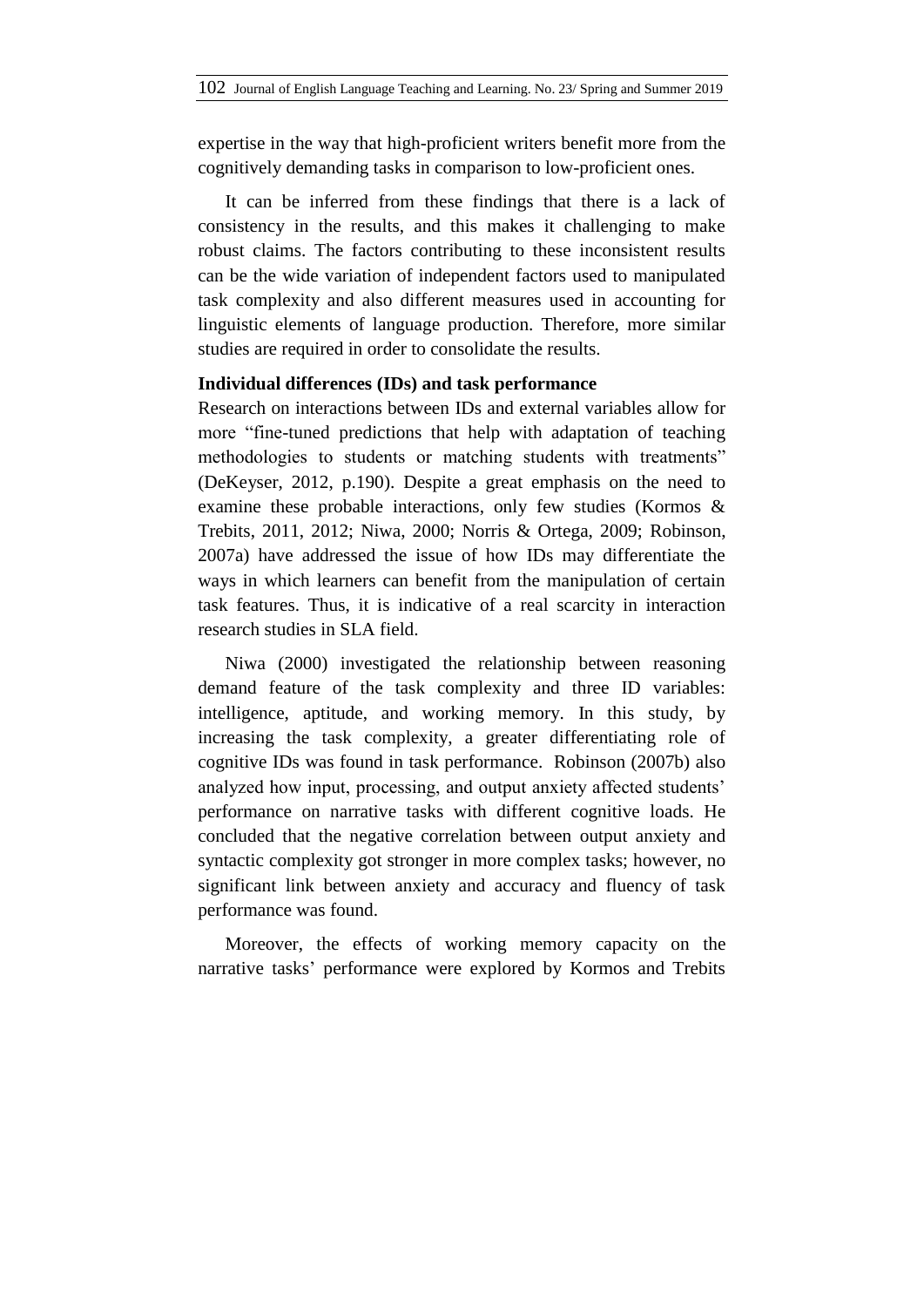expertise in the way that high-proficient writers benefit more from the cognitively demanding tasks in comparison to low-proficient ones.

It can be inferred from these findings that there is a lack of consistency in the results, and this makes it challenging to make robust claims. The factors contributing to these inconsistent results can be the wide variation of independent factors used to manipulated task complexity and also different measures used in accounting for linguistic elements of language production. Therefore, more similar studies are required in order to consolidate the results.

**Individual differences (IDs) and task performance**

Research on interactions between IDs and external variables allow for more "fine-tuned predictions that help with adaptation of teaching methodologies to students or matching students with treatments" (DeKeyser, 2012, p.190). Despite a great emphasis on the need to examine these probable interactions, only few studies (Kormos & Trebits, 2011, 2012; Niwa, 2000; Norris & Ortega, 2009; Robinson, 2007a) have addressed the issue of how IDs may differentiate the ways in which learners can benefit from the manipulation of certain task features. Thus, it is indicative of a real scarcity in interaction research studies in SLA field.

Niwa (2000) investigated the relationship between reasoning demand feature of the task complexity and three ID variables: intelligence, aptitude, and working memory. In this study, by increasing the task complexity, a greater differentiating role of cognitive IDs was found in task performance. Robinson (2007b) also analyzed how input, processing, and output anxiety affected students' performance on narrative tasks with different cognitive loads. He concluded that the negative correlation between output anxiety and syntactic complexity got stronger in more complex tasks; however, no significant link between anxiety and accuracy and fluency of task performance was found.

Moreover, the effects of working memory capacity on the narrative tasks' performance were explored by Kormos and Trebits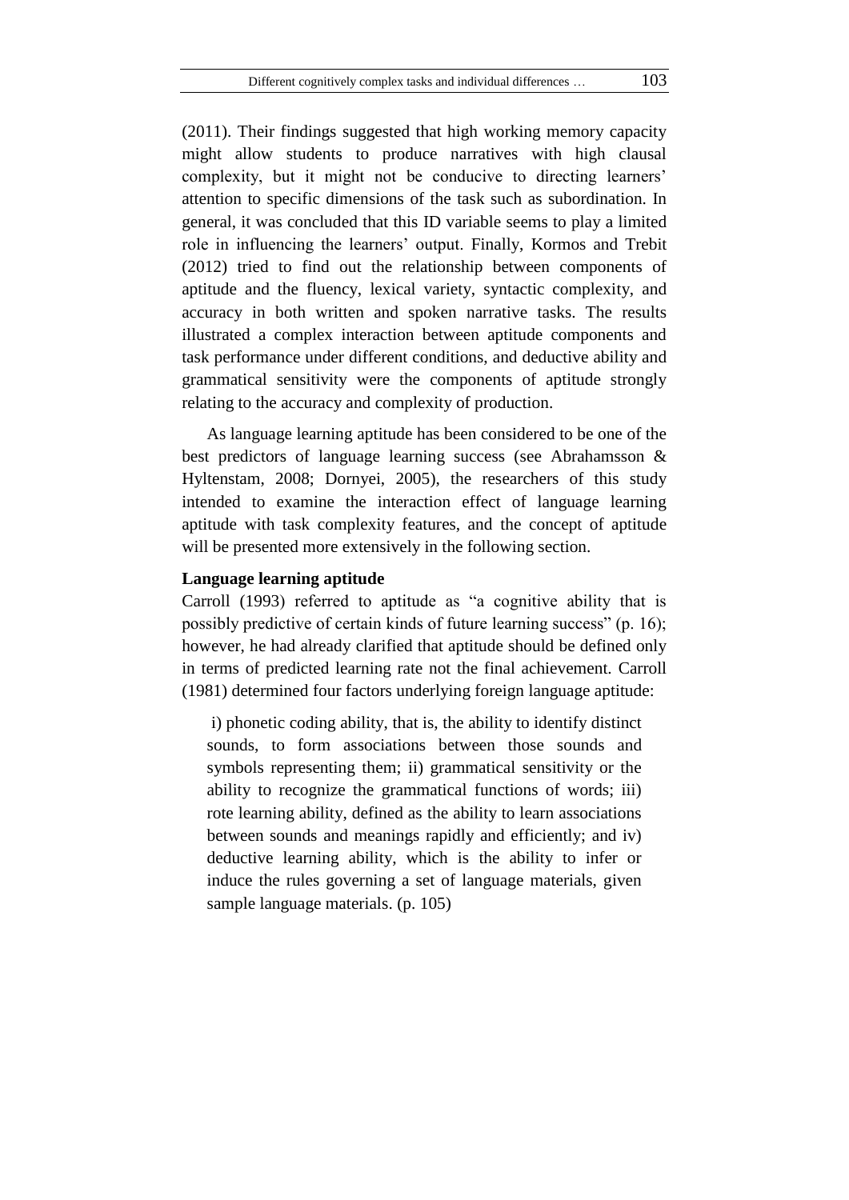(2011). Their findings suggested that high working memory capacity might allow students to produce narratives with high clausal complexity, but it might not be conducive to directing learners' attention to specific dimensions of the task such as subordination. In general, it was concluded that this ID variable seems to play a limited role in influencing the learners' output. Finally, Kormos and Trebit (2012) tried to find out the relationship between components of aptitude and the fluency, lexical variety, syntactic complexity, and accuracy in both written and spoken narrative tasks. The results illustrated a complex interaction between aptitude components and task performance under different conditions, and deductive ability and grammatical sensitivity were the components of aptitude strongly relating to the accuracy and complexity of production.

As language learning aptitude has been considered to be one of the best predictors of language learning success (see Abrahamsson & Hyltenstam, 2008; Dornyei, 2005), the researchers of this study intended to examine the interaction effect of language learning aptitude with task complexity features, and the concept of aptitude will be presented more extensively in the following section.

### Language learning aptitude

Carroll (1993) referred to aptitude as "a cognitive ability that is possibly predictive of certain kinds of future learning success" (p. 16); however, he had already clarified that aptitude should be defined only in terms of predicted learning rate not the final achievement. Carroll (1981) determined four factors underlying foreign language aptitude:

> i) phonetic coding ability, that is, the ability to identify distinct sounds, to form associations between those sounds and symbols representing them; ii) grammatical sensitivity or the ability to recognize the grammatical functions of words; iii) rote learning ability, defined as the ability to learn associations between sounds and meanings rapidly and efficiently; and iv) deductive learning ability, which is the ability to infer or induce the rules governing a set of language materials, given sample language materials. (p. 105)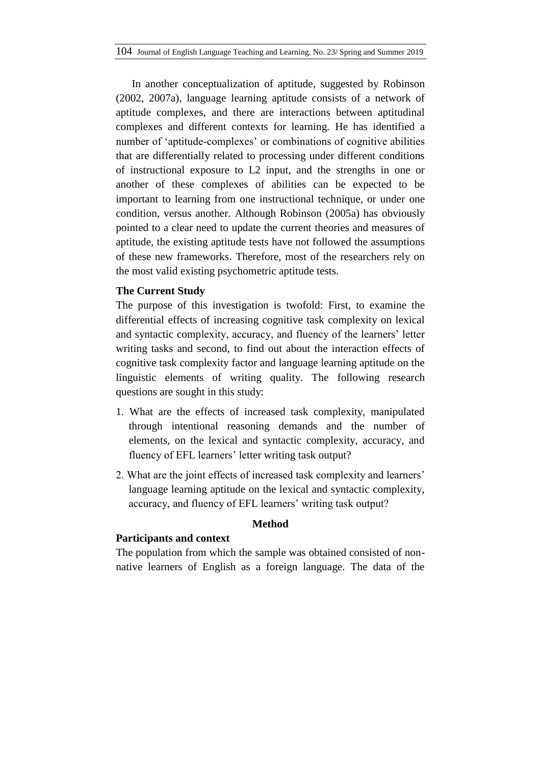In another conceptualization of aptitude, suggested by Robinson (2002, 2007a), language learning aptitude consists of a network of aptitude complexes, and there are interactions between aptitudinal complexes and different contexts for learning. He has identified a number of 'aptitude-complexes' or combinations of cognitive abilities that are differentially related to processing under different conditions of instructional exposure to L2 input, and the strengths in one or another of these complexes of abilities can be expected to be important to learning from one instructional technique, or under one condition, versus another. Although Robinson (2005a) has obviously pointed to a clear need to update the current theories and measures of aptitude, the existing aptitude tests have not followed the assumptions of these new frameworks. Therefore, most of the researchers rely on the most valid existing psychometric aptitude tests.

### The Current Study

The purpose of this investigation is twofold: First, to examine the differential effects of increasing cognitive task complexity on lexical and syntactic complexity, accuracy, and fluency of the learners' letter writing tasks and second, to find out about the interaction effects of cognitive task complexity factor and language learning aptitude on the linguistic elements of writing quality. The following research questions are sought in this study:

1. What are the effects of increased task complexity, manipulated through intentional reasoning demands and the number of elements, on the lexical and syntactic complexity, accuracy, and fluency of EFL learners' letter writing task output?
2. What are the joint effects of increased task complexity and learners' language learning aptitude on the lexical and syntactic complexity, accuracy, and fluency of EFL learners' writing task output?

## Method

### Participants and context

The population from which the sample was obtained consisted of non-native learners of English as a foreign language. The data of the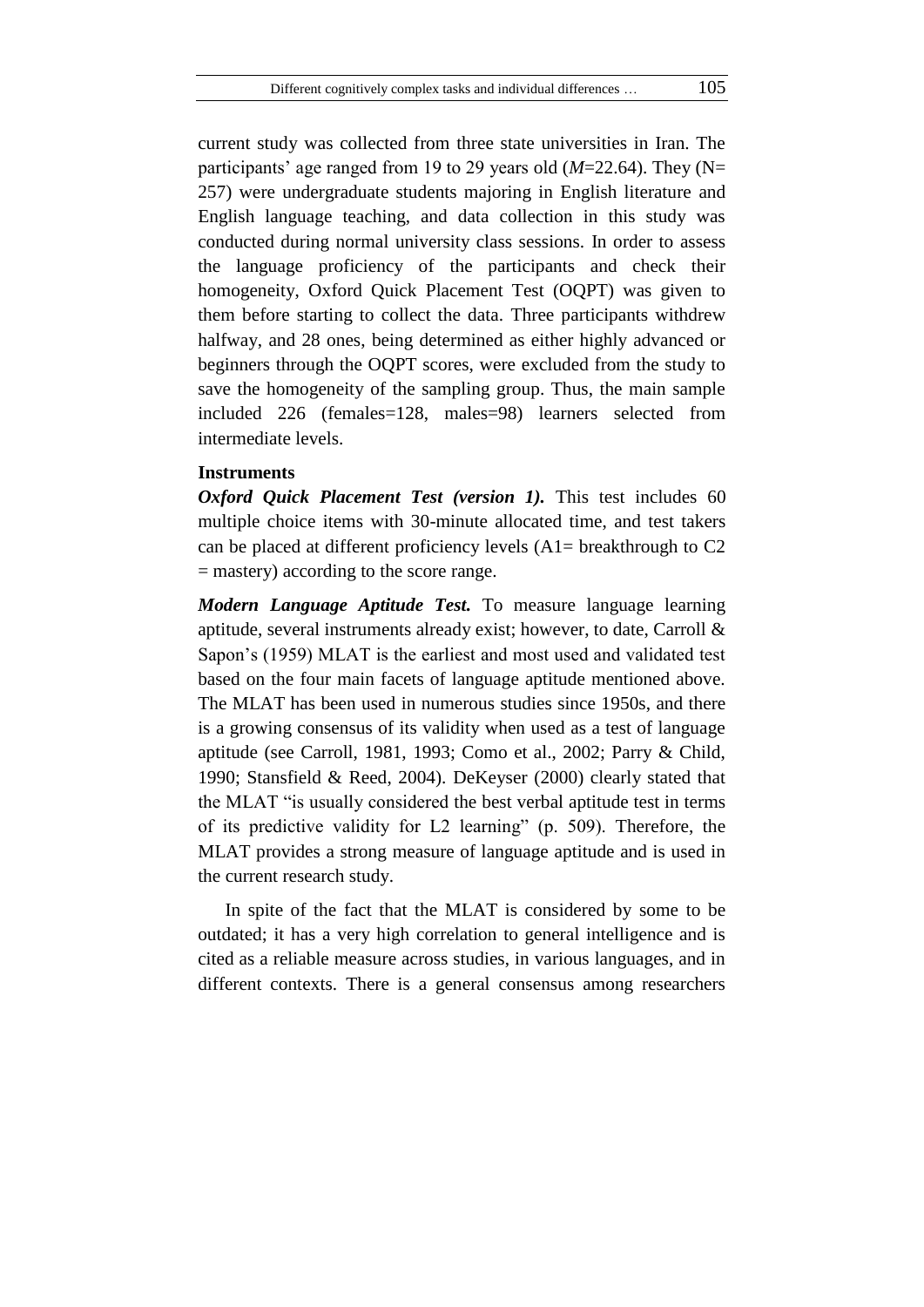current study was collected from three state universities in Iran. The participants' age ranged from 19 to 29 years old (*M*=22.64). They (N= 257) were undergraduate students majoring in English literature and English language teaching, and data collection in this study was conducted during normal university class sessions. In order to assess the language proficiency of the participants and check their homogeneity, Oxford Quick Placement Test (OQPT) was given to them before starting to collect the data. Three participants withdrew halfway, and 28 ones, being determined as either highly advanced or beginners through the OQPT scores, were excluded from the study to save the homogeneity of the sampling group. Thus, the main sample included 226 (females=128, males=98) learners selected from intermediate levels.

### Instruments

***Oxford Quick Placement Test (version 1).*** This test includes 60 multiple choice items with 30-minute allocated time, and test takers can be placed at different proficiency levels (A1= breakthrough to C2 = mastery) according to the score range.

***Modern Language Aptitude Test.*** To measure language learning aptitude, several instruments already exist; however, to date, Carroll & Sapon's (1959) MLAT is the earliest and most used and validated test based on the four main facets of language aptitude mentioned above. The MLAT has been used in numerous studies since 1950s, and there is a growing consensus of its validity when used as a test of language aptitude (see Carroll, 1981, 1993; Como et al., 2002; Parry & Child, 1990; Stansfield & Reed, 2004). DeKeyser (2000) clearly stated that the MLAT "is usually considered the best verbal aptitude test in terms of its predictive validity for L2 learning" (p. 509). Therefore, the MLAT provides a strong measure of language aptitude and is used in the current research study.

In spite of the fact that the MLAT is considered by some to be outdated; it has a very high correlation to general intelligence and is cited as a reliable measure across studies, in various languages, and in different contexts. There is a general consensus among researchers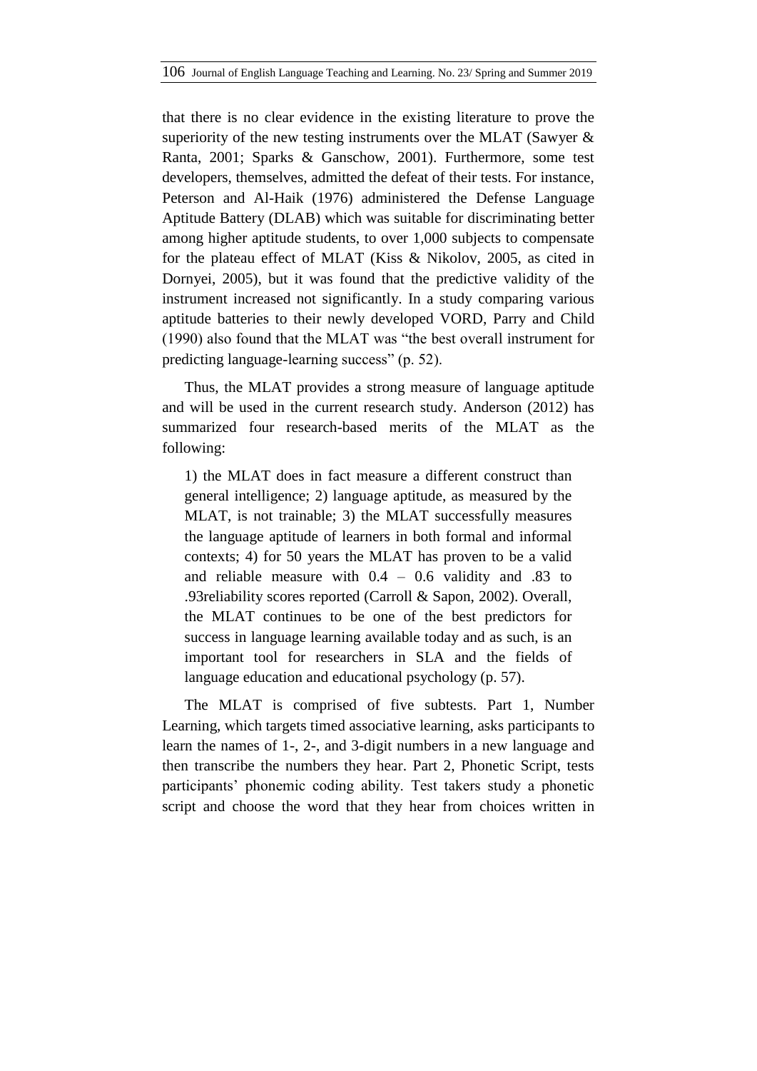that there is no clear evidence in the existing literature to prove the superiority of the new testing instruments over the MLAT (Sawyer & Ranta, 2001; Sparks & Ganschow, 2001). Furthermore, some test developers, themselves, admitted the defeat of their tests. For instance, Peterson and Al-Haik (1976) administered the Defense Language Aptitude Battery (DLAB) which was suitable for discriminating better among higher aptitude students, to over 1,000 subjects to compensate for the plateau effect of MLAT (Kiss & Nikolov, 2005, as cited in Dornyei, 2005), but it was found that the predictive validity of the instrument increased not significantly. In a study comparing various aptitude batteries to their newly developed VORD, Parry and Child (1990) also found that the MLAT was "the best overall instrument for predicting language-learning success" (p. 52).

Thus, the MLAT provides a strong measure of language aptitude and will be used in the current research study. Anderson (2012) has summarized four research-based merits of the MLAT as the following:

> 1) the MLAT does in fact measure a different construct than general intelligence; 2) language aptitude, as measured by the MLAT, is not trainable; 3) the MLAT successfully measures the language aptitude of learners in both formal and informal contexts; 4) for 50 years the MLAT has proven to be a valid and reliable measure with 0.4 – 0.6 validity and .83 to .93reliability scores reported (Carroll & Sapon, 2002). Overall, the MLAT continues to be one of the best predictors for success in language learning available today and as such, is an important tool for researchers in SLA and the fields of language education and educational psychology (p. 57).

The MLAT is comprised of five subtests. Part 1, Number Learning, which targets timed associative learning, asks participants to learn the names of 1-, 2-, and 3-digit numbers in a new language and then transcribe the numbers they hear. Part 2, Phonetic Script, tests participants' phonemic coding ability. Test takers study a phonetic script and choose the word that they hear from choices written in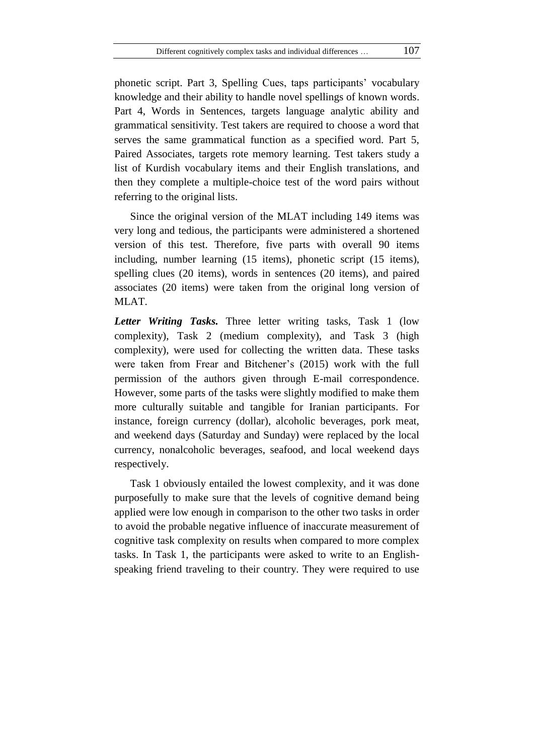phonetic script. Part 3, Spelling Cues, taps participants' vocabulary knowledge and their ability to handle novel spellings of known words. Part 4, Words in Sentences, targets language analytic ability and grammatical sensitivity. Test takers are required to choose a word that serves the same grammatical function as a specified word. Part 5, Paired Associates, targets rote memory learning. Test takers study a list of Kurdish vocabulary items and their English translations, and then they complete a multiple-choice test of the word pairs without referring to the original lists.

Since the original version of the MLAT including 149 items was very long and tedious, the participants were administered a shortened version of this test. Therefore, five parts with overall 90 items including, number learning (15 items), phonetic script (15 items), spelling clues (20 items), words in sentences (20 items), and paired associates (20 items) were taken from the original long version of MLAT.

***Letter Writing Tasks.*** Three letter writing tasks, Task 1 (low complexity), Task 2 (medium complexity), and Task 3 (high complexity), were used for collecting the written data. These tasks were taken from Frear and Bitchener's (2015) work with the full permission of the authors given through E-mail correspondence. However, some parts of the tasks were slightly modified to make them more culturally suitable and tangible for Iranian participants. For instance, foreign currency (dollar), alcoholic beverages, pork meat, and weekend days (Saturday and Sunday) were replaced by the local currency, nonalcoholic beverages, seafood, and local weekend days respectively.

Task 1 obviously entailed the lowest complexity, and it was done purposefully to make sure that the levels of cognitive demand being applied were low enough in comparison to the other two tasks in order to avoid the probable negative influence of inaccurate measurement of cognitive task complexity on results when compared to more complex tasks. In Task 1, the participants were asked to write to an English-speaking friend traveling to their country. They were required to use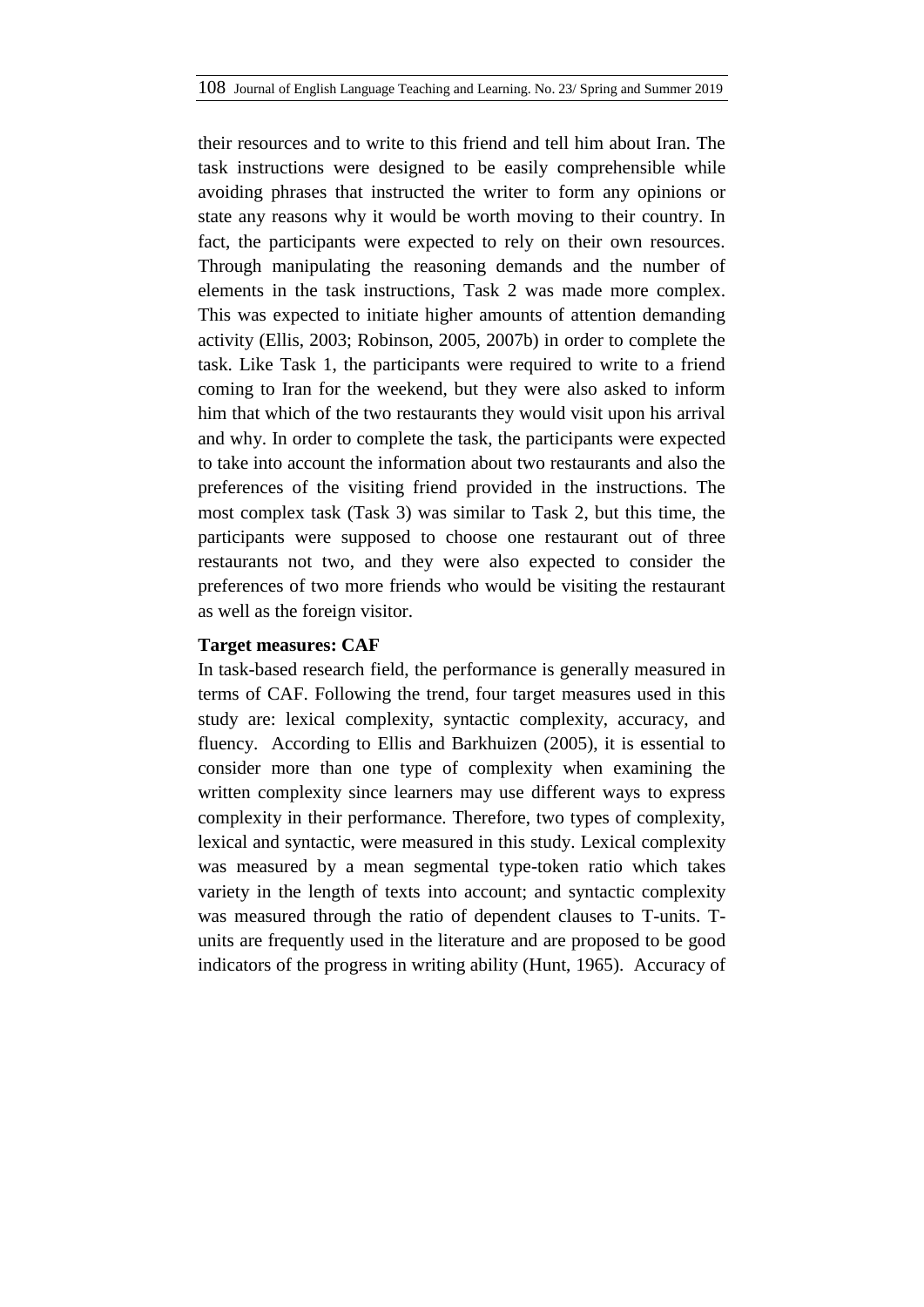their resources and to write to this friend and tell him about Iran. The task instructions were designed to be easily comprehensible while avoiding phrases that instructed the writer to form any opinions or state any reasons why it would be worth moving to their country. In fact, the participants were expected to rely on their own resources. Through manipulating the reasoning demands and the number of elements in the task instructions, Task 2 was made more complex. This was expected to initiate higher amounts of attention demanding activity (Ellis, 2003; Robinson, 2005, 2007b) in order to complete the task. Like Task 1, the participants were required to write to a friend coming to Iran for the weekend, but they were also asked to inform him that which of the two restaurants they would visit upon his arrival and why. In order to complete the task, the participants were expected to take into account the information about two restaurants and also the preferences of the visiting friend provided in the instructions. The most complex task (Task 3) was similar to Task 2, but this time, the participants were supposed to choose one restaurant out of three restaurants not two, and they were also expected to consider the preferences of two more friends who would be visiting the restaurant as well as the foreign visitor.

**Target measures: CAF**

In task-based research field, the performance is generally measured in terms of CAF. Following the trend, four target measures used in this study are: lexical complexity, syntactic complexity, accuracy, and fluency. According to Ellis and Barkhuizen (2005), it is essential to consider more than one type of complexity when examining the written complexity since learners may use different ways to express complexity in their performance. Therefore, two types of complexity, lexical and syntactic, were measured in this study. Lexical complexity was measured by a mean segmental type-token ratio which takes variety in the length of texts into account; and syntactic complexity was measured through the ratio of dependent clauses to T-units. T-units are frequently used in the literature and are proposed to be good indicators of the progress in writing ability (Hunt, 1965). Accuracy of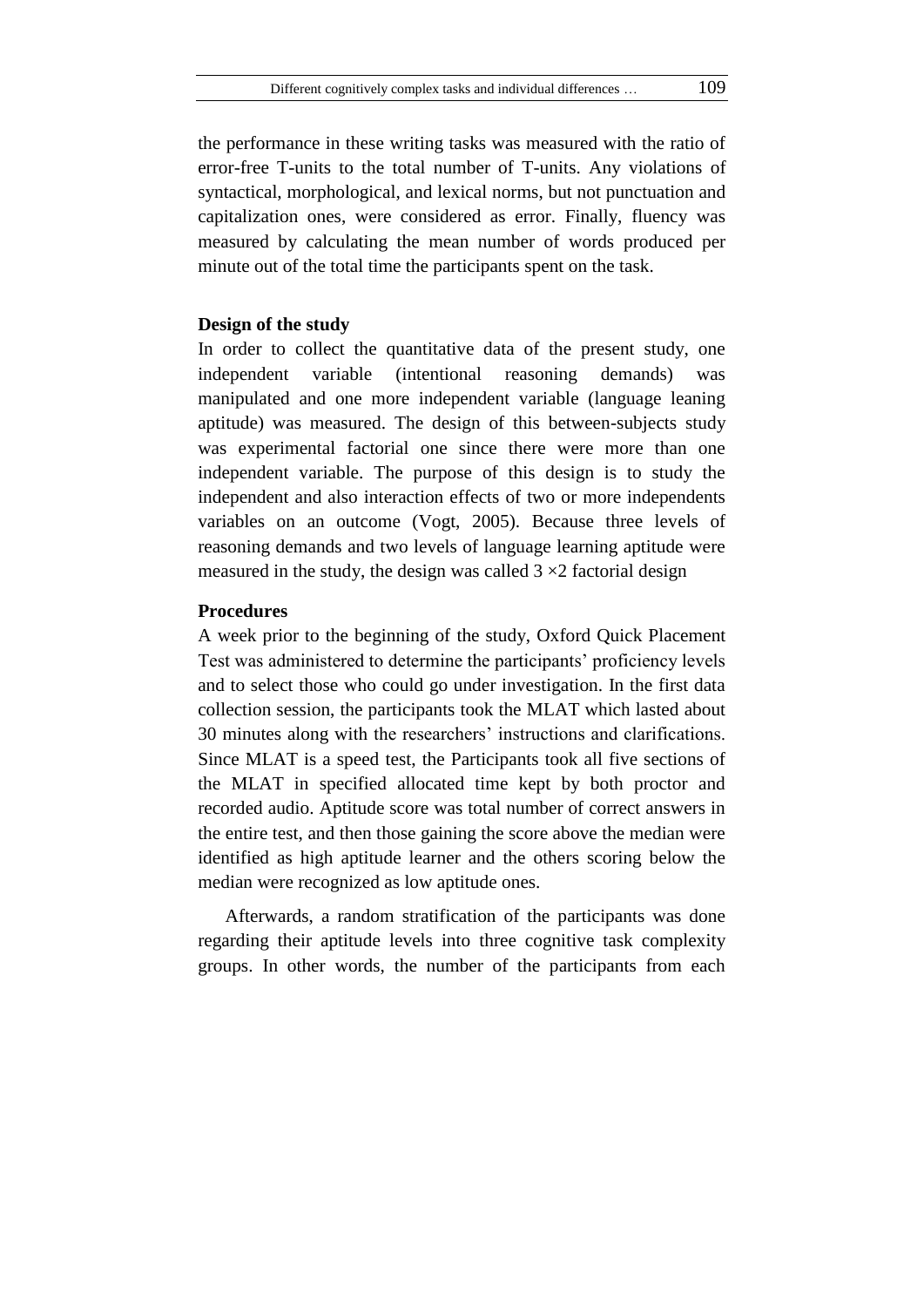the performance in these writing tasks was measured with the ratio of error-free T-units to the total number of T-units. Any violations of syntactical, morphological, and lexical norms, but not punctuation and capitalization ones, were considered as error. Finally, fluency was measured by calculating the mean number of words produced per minute out of the total time the participants spent on the task.

**Design of the study**

In order to collect the quantitative data of the present study, one independent variable (intentional reasoning demands) was manipulated and one more independent variable (language leaning aptitude) was measured. The design of this between-subjects study was experimental factorial one since there were more than one independent variable. The purpose of this design is to study the independent and also interaction effects of two or more independents variables on an outcome (Vogt, 2005). Because three levels of reasoning demands and two levels of language learning aptitude were measured in the study, the design was called 3 ×2 factorial design

**Procedures**

A week prior to the beginning of the study, Oxford Quick Placement Test was administered to determine the participants' proficiency levels and to select those who could go under investigation. In the first data collection session, the participants took the MLAT which lasted about 30 minutes along with the researchers' instructions and clarifications. Since MLAT is a speed test, the Participants took all five sections of the MLAT in specified allocated time kept by both proctor and recorded audio. Aptitude score was total number of correct answers in the entire test, and then those gaining the score above the median were identified as high aptitude learner and the others scoring below the median were recognized as low aptitude ones.

Afterwards, a random stratification of the participants was done regarding their aptitude levels into three cognitive task complexity groups. In other words, the number of the participants from each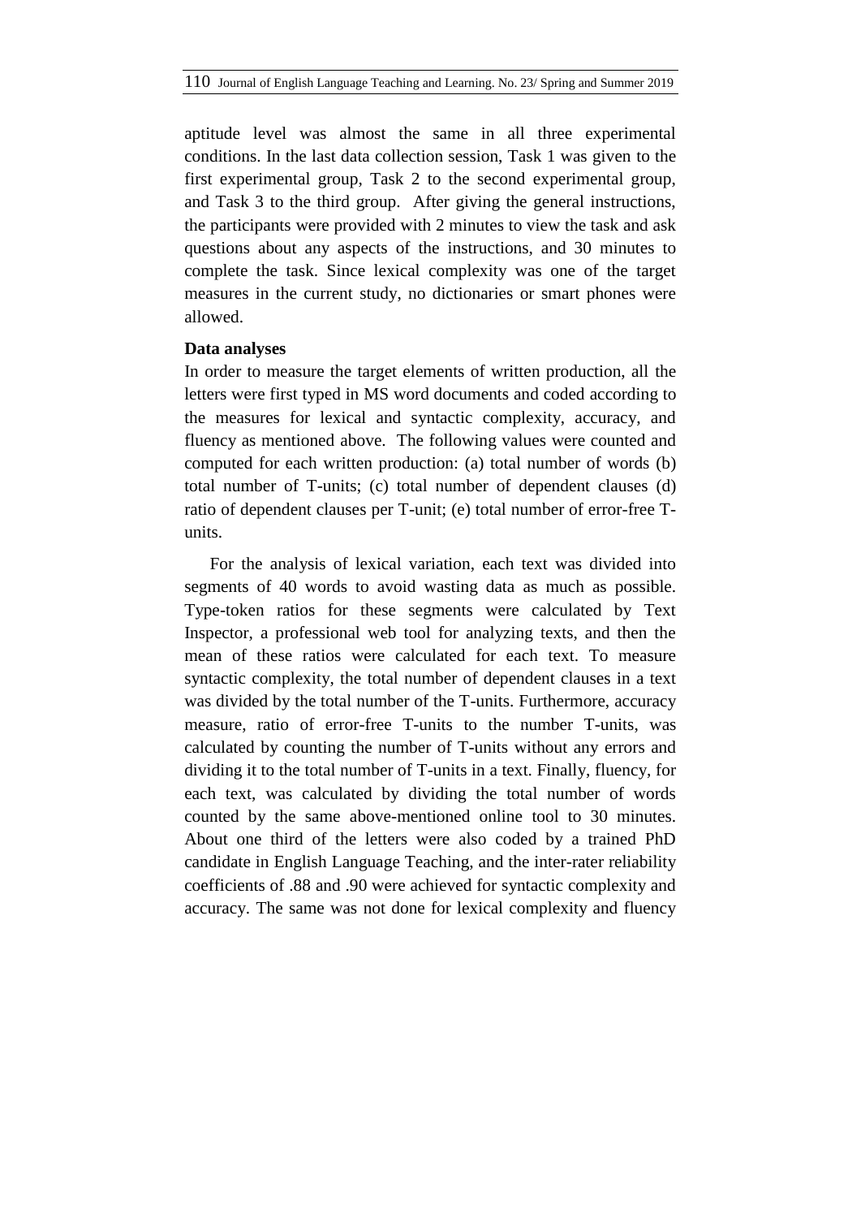aptitude level was almost the same in all three experimental conditions. In the last data collection session, Task 1 was given to the first experimental group, Task 2 to the second experimental group, and Task 3 to the third group. After giving the general instructions, the participants were provided with 2 minutes to view the task and ask questions about any aspects of the instructions, and 30 minutes to complete the task. Since lexical complexity was one of the target measures in the current study, no dictionaries or smart phones were allowed.

**Data analyses**

In order to measure the target elements of written production, all the letters were first typed in MS word documents and coded according to the measures for lexical and syntactic complexity, accuracy, and fluency as mentioned above. The following values were counted and computed for each written production: (a) total number of words (b) total number of T-units; (c) total number of dependent clauses (d) ratio of dependent clauses per T-unit; (e) total number of error-free T-units.

For the analysis of lexical variation, each text was divided into segments of 40 words to avoid wasting data as much as possible. Type-token ratios for these segments were calculated by Text Inspector, a professional web tool for analyzing texts, and then the mean of these ratios were calculated for each text. To measure syntactic complexity, the total number of dependent clauses in a text was divided by the total number of the T-units. Furthermore, accuracy measure, ratio of error-free T-units to the number T-units, was calculated by counting the number of T-units without any errors and dividing it to the total number of T-units in a text. Finally, fluency, for each text, was calculated by dividing the total number of words counted by the same above-mentioned online tool to 30 minutes. About one third of the letters were also coded by a trained PhD candidate in English Language Teaching, and the inter-rater reliability coefficients of .88 and .90 were achieved for syntactic complexity and accuracy. The same was not done for lexical complexity and fluency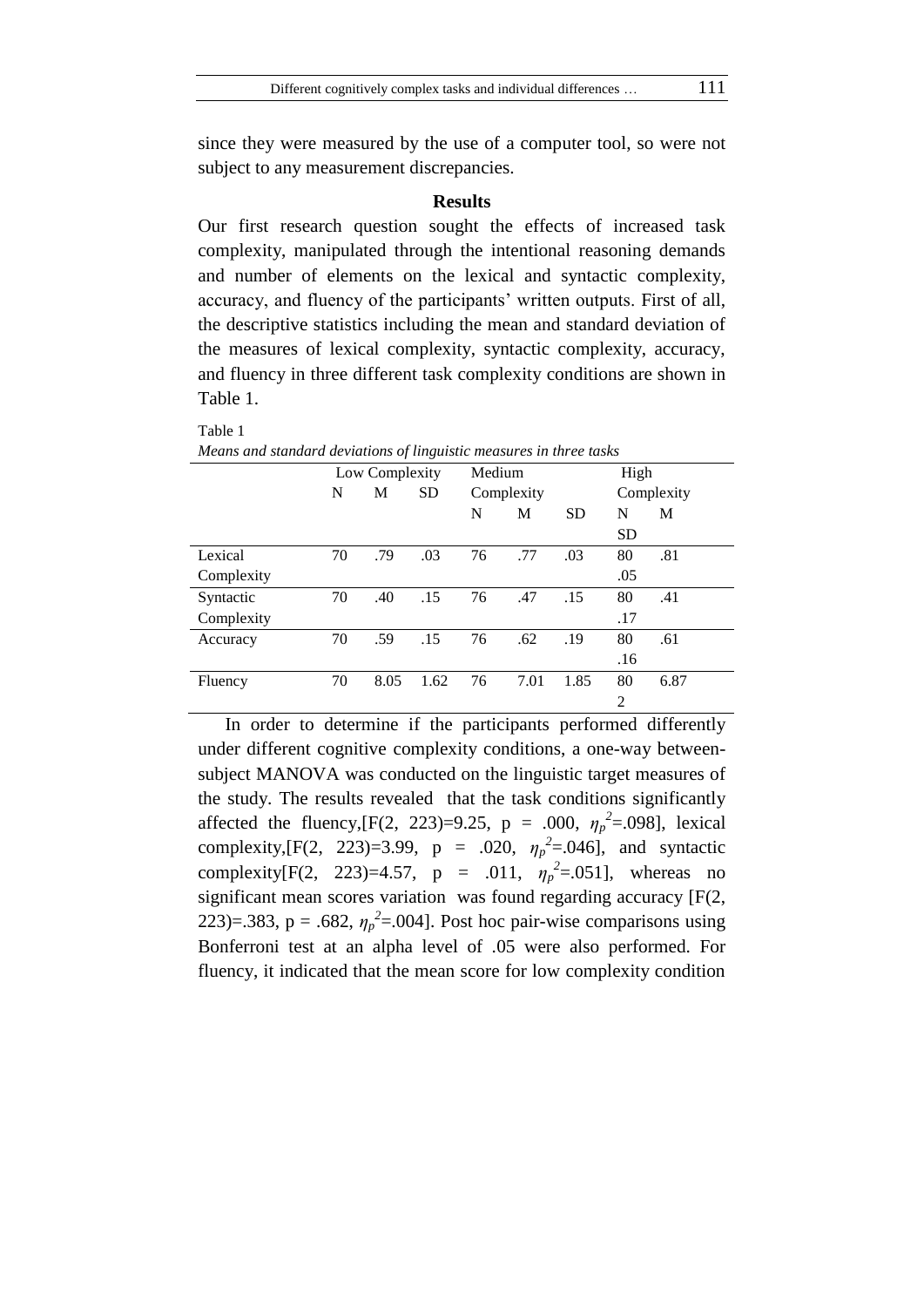since they were measured by the use of a computer tool, so were not subject to any measurement discrepancies.

## Results

Our first research question sought the effects of increased task complexity, manipulated through the intentional reasoning demands and number of elements on the lexical and syntactic complexity, accuracy, and fluency of the participants' written outputs. First of all, the descriptive statistics including the mean and standard deviation of the measures of lexical complexity, syntactic complexity, accuracy, and fluency in three different task complexity conditions are shown in Table 1.

Table 1
*Means and standard deviations of linguistic measures in three tasks*

| | Low Complexity | | | Medium Complexity | | | High Complexity | | |
|---|---|---|---|---|---|---|---|---|---|
| | N | M | SD | N | M | SD | N | M | SD |
| Lexical Complexity | 70 | .79 | .03 | 76 | .77 | .03 | 80 | .81 | .05 |
| Syntactic Complexity | 70 | .40 | .15 | 76 | .47 | .15 | 80 | .41 | .17 |
| Accuracy | 70 | .59 | .15 | 76 | .62 | .19 | 80 | .61 | .16 |
| Fluency | 70 | 8.05 | 1.62 | 76 | 7.01 | 1.85 | 80 | 6.87 | 2 |

In order to determine if the participants performed differently under different cognitive complexity conditions, a one-way between-subject MANOVA was conducted on the linguistic target measures of the study. The results revealed that the task conditions significantly affected the fluency,[$F(2, 223)=9.25$, $p = .000$, $\eta_p^2=.098$], lexical complexity,[$F(2, 223)=3.99$, $p = .020$, $\eta_p^2=.046$], and syntactic complexity[$F(2, 223)=4.57$, $p = .011$, $\eta_p^2=.051$], whereas no significant mean scores variation was found regarding accuracy [$F(2, 223)=.383$, $p = .682$, $\eta_p^2=.004$]. Post hoc pair-wise comparisons using Bonferroni test at an alpha level of .05 were also performed. For fluency, it indicated that the mean score for low complexity condition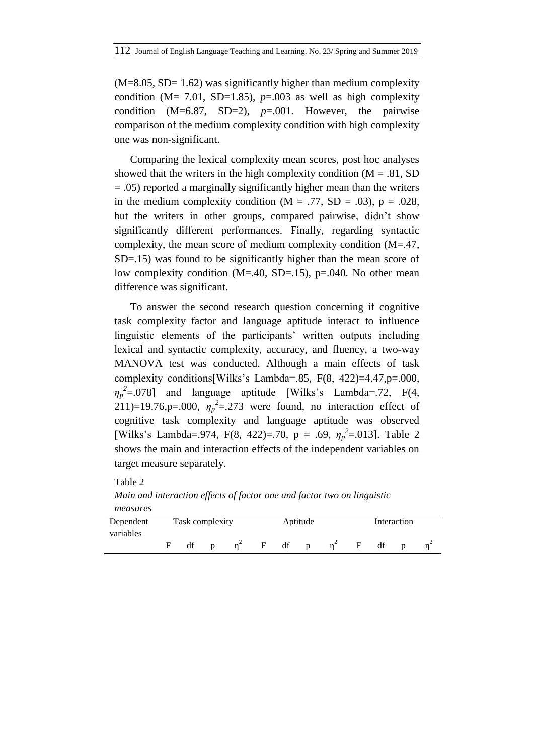(M=8.05, SD= 1.62) was significantly higher than medium complexity condition (M= 7.01, SD=1.85), *p*=.003 as well as high complexity condition (M=6.87, SD=2), *p*=.001. However, the pairwise comparison of the medium complexity condition with high complexity one was non-significant.

Comparing the lexical complexity mean scores, post hoc analyses showed that the writers in the high complexity condition (M = .81, SD = .05) reported a marginally significantly higher mean than the writers in the medium complexity condition (M = .77, SD = .03), p = .028, but the writers in other groups, compared pairwise, didn't show significantly different performances. Finally, regarding syntactic complexity, the mean score of medium complexity condition (M=.47, SD=.15) was found to be significantly higher than the mean score of low complexity condition (M=.40, SD=.15), p=.040. No other mean difference was significant.

To answer the second research question concerning if cognitive task complexity factor and language aptitude interact to influence linguistic elements of the participants' written outputs including lexical and syntactic complexity, accuracy, and fluency, a two-way MANOVA test was conducted. Although a main effects of task complexity conditions[Wilks's Lambda=.85, F(8, 422)=4.47,p=.000, $\eta_p^2$=.078] and language aptitude [Wilks's Lambda=.72, F(4, 211)=19.76,p=.000, $\eta_p^2$=.273 were found, no interaction effect of cognitive task complexity and language aptitude was observed [Wilks's Lambda=.974, F(8, 422)=.70, p = .69, $\eta_p^2$=.013]. Table 2 shows the main and interaction effects of the independent variables on target measure separately.

Table 2

*Main and interaction effects of factor one and factor two on linguistic measures*

| Dependent variables | Task complexity | | | | Aptitude | | | | Interaction | | | |
|---|---|---|---|---|---|---|---|---|---|---|---|---|
| | F | df | p | $\eta^2$ | F | df | p | $\eta^2$ | F | df | p | $\eta^2$ |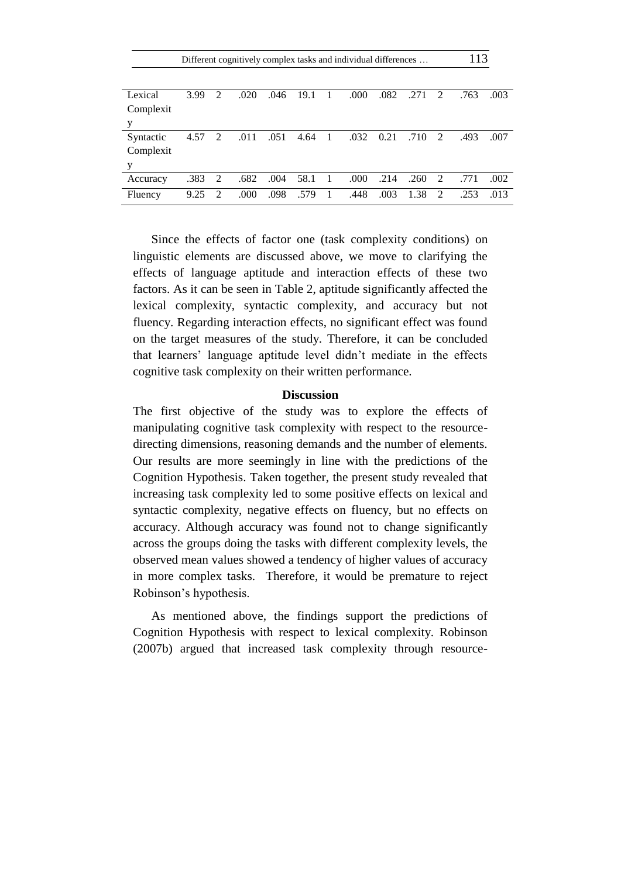| | | | | | | | | | | | | |
|---|---|---|---|---|---|---|---|---|---|---|---|---|
| Lexical Complexity | 3.99 | 2 | .020 | .046 | 19.1 | 1 | .000 | .082 | .271 | 2 | .763 | .003 |
| Syntactic Complexity | 4.57 | 2 | .011 | .051 | 4.64 | 1 | .032 | 0.21 | .710 | 2 | .493 | .007 |
| Accuracy | .383 | 2 | .682 | .004 | 58.1 | 1 | .000 | .214 | .260 | 2 | .771 | .002 |
| Fluency | 9.25 | 2 | .000 | .098 | .579 | 1 | .448 | .003 | 1.38 | 2 | .253 | .013 |

Since the effects of factor one (task complexity conditions) on linguistic elements are discussed above, we move to clarifying the effects of language aptitude and interaction effects of these two factors. As it can be seen in Table 2, aptitude significantly affected the lexical complexity, syntactic complexity, and accuracy but not fluency. Regarding interaction effects, no significant effect was found on the target measures of the study. Therefore, it can be concluded that learners' language aptitude level didn't mediate in the effects cognitive task complexity on their written performance.

## Discussion

The first objective of the study was to explore the effects of manipulating cognitive task complexity with respect to the resource-directing dimensions, reasoning demands and the number of elements. Our results are more seemingly in line with the predictions of the Cognition Hypothesis. Taken together, the present study revealed that increasing task complexity led to some positive effects on lexical and syntactic complexity, negative effects on fluency, but no effects on accuracy. Although accuracy was found not to change significantly across the groups doing the tasks with different complexity levels, the observed mean values showed a tendency of higher values of accuracy in more complex tasks. Therefore, it would be premature to reject Robinson's hypothesis.

As mentioned above, the findings support the predictions of Cognition Hypothesis with respect to lexical complexity. Robinson (2007b) argued that increased task complexity through resource-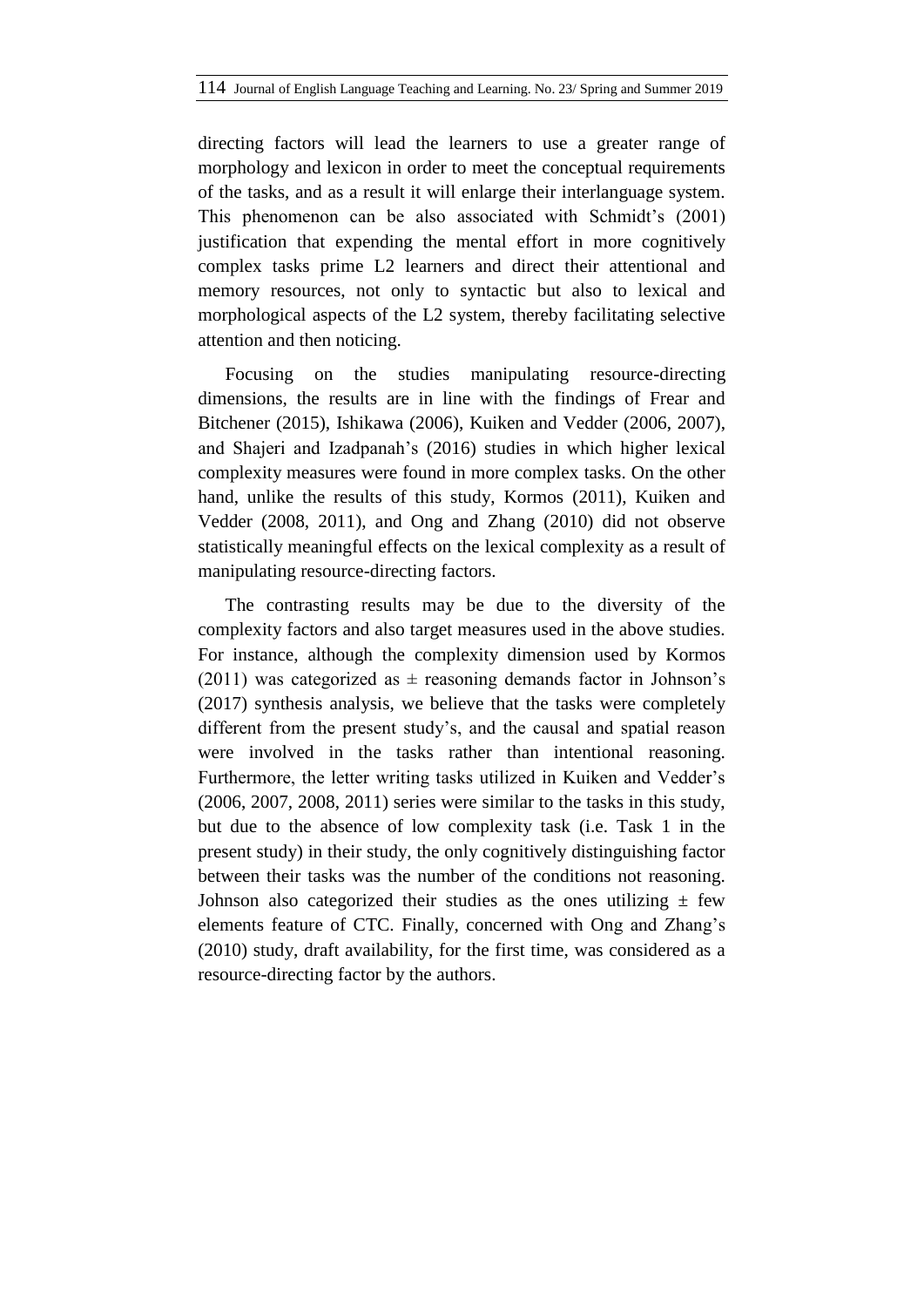directing factors will lead the learners to use a greater range of morphology and lexicon in order to meet the conceptual requirements of the tasks, and as a result it will enlarge their interlanguage system. This phenomenon can be also associated with Schmidt's (2001) justification that expending the mental effort in more cognitively complex tasks prime L2 learners and direct their attentional and memory resources, not only to syntactic but also to lexical and morphological aspects of the L2 system, thereby facilitating selective attention and then noticing.

Focusing on the studies manipulating resource-directing dimensions, the results are in line with the findings of Frear and Bitchener (2015), Ishikawa (2006), Kuiken and Vedder (2006, 2007), and Shajeri and Izadpanah's (2016) studies in which higher lexical complexity measures were found in more complex tasks. On the other hand, unlike the results of this study, Kormos (2011), Kuiken and Vedder (2008, 2011), and Ong and Zhang (2010) did not observe statistically meaningful effects on the lexical complexity as a result of manipulating resource-directing factors.

The contrasting results may be due to the diversity of the complexity factors and also target measures used in the above studies. For instance, although the complexity dimension used by Kormos (2011) was categorized as ± reasoning demands factor in Johnson's (2017) synthesis analysis, we believe that the tasks were completely different from the present study's, and the causal and spatial reason were involved in the tasks rather than intentional reasoning. Furthermore, the letter writing tasks utilized in Kuiken and Vedder's (2006, 2007, 2008, 2011) series were similar to the tasks in this study, but due to the absence of low complexity task (i.e. Task 1 in the present study) in their study, the only cognitively distinguishing factor between their tasks was the number of the conditions not reasoning. Johnson also categorized their studies as the ones utilizing ± few elements feature of CTC. Finally, concerned with Ong and Zhang's (2010) study, draft availability, for the first time, was considered as a resource-directing factor by the authors.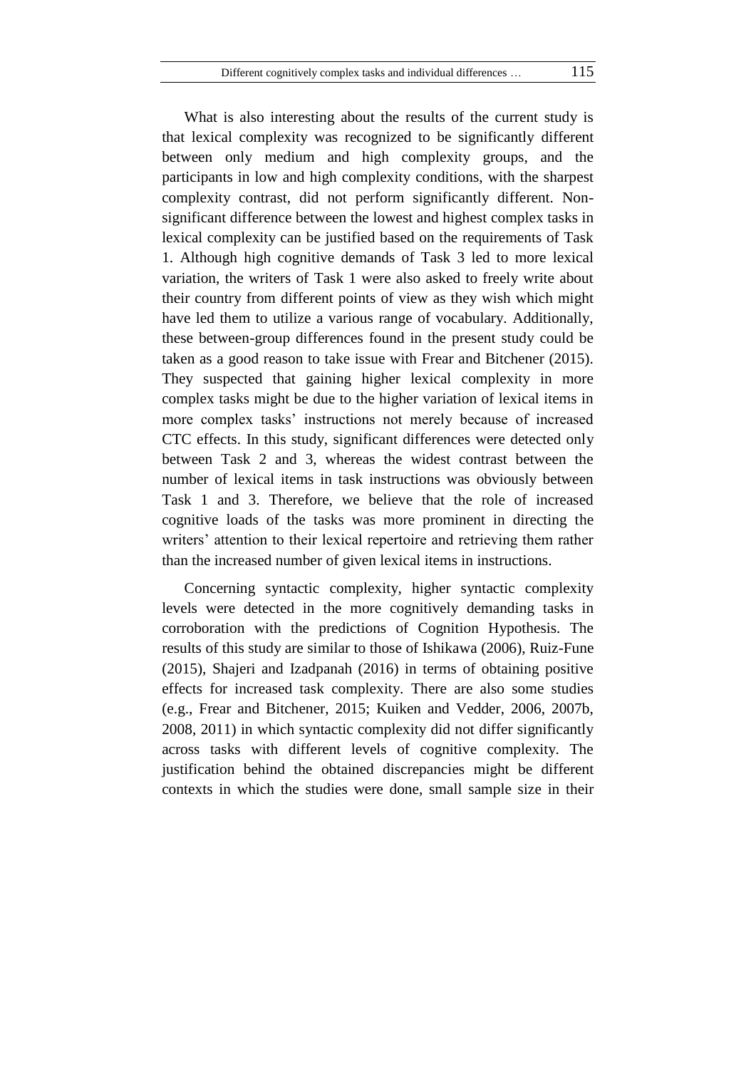What is also interesting about the results of the current study is that lexical complexity was recognized to be significantly different between only medium and high complexity groups, and the participants in low and high complexity conditions, with the sharpest complexity contrast, did not perform significantly different. Non-significant difference between the lowest and highest complex tasks in lexical complexity can be justified based on the requirements of Task 1. Although high cognitive demands of Task 3 led to more lexical variation, the writers of Task 1 were also asked to freely write about their country from different points of view as they wish which might have led them to utilize a various range of vocabulary. Additionally, these between-group differences found in the present study could be taken as a good reason to take issue with Frear and Bitchener (2015). They suspected that gaining higher lexical complexity in more complex tasks might be due to the higher variation of lexical items in more complex tasks' instructions not merely because of increased CTC effects. In this study, significant differences were detected only between Task 2 and 3, whereas the widest contrast between the number of lexical items in task instructions was obviously between Task 1 and 3. Therefore, we believe that the role of increased cognitive loads of the tasks was more prominent in directing the writers' attention to their lexical repertoire and retrieving them rather than the increased number of given lexical items in instructions.

Concerning syntactic complexity, higher syntactic complexity levels were detected in the more cognitively demanding tasks in corroboration with the predictions of Cognition Hypothesis. The results of this study are similar to those of Ishikawa (2006), Ruiz-Fune (2015), Shajeri and Izadpanah (2016) in terms of obtaining positive effects for increased task complexity. There are also some studies (e.g., Frear and Bitchener, 2015; Kuiken and Vedder, 2006, 2007b, 2008, 2011) in which syntactic complexity did not differ significantly across tasks with different levels of cognitive complexity. The justification behind the obtained discrepancies might be different contexts in which the studies were done, small sample size in their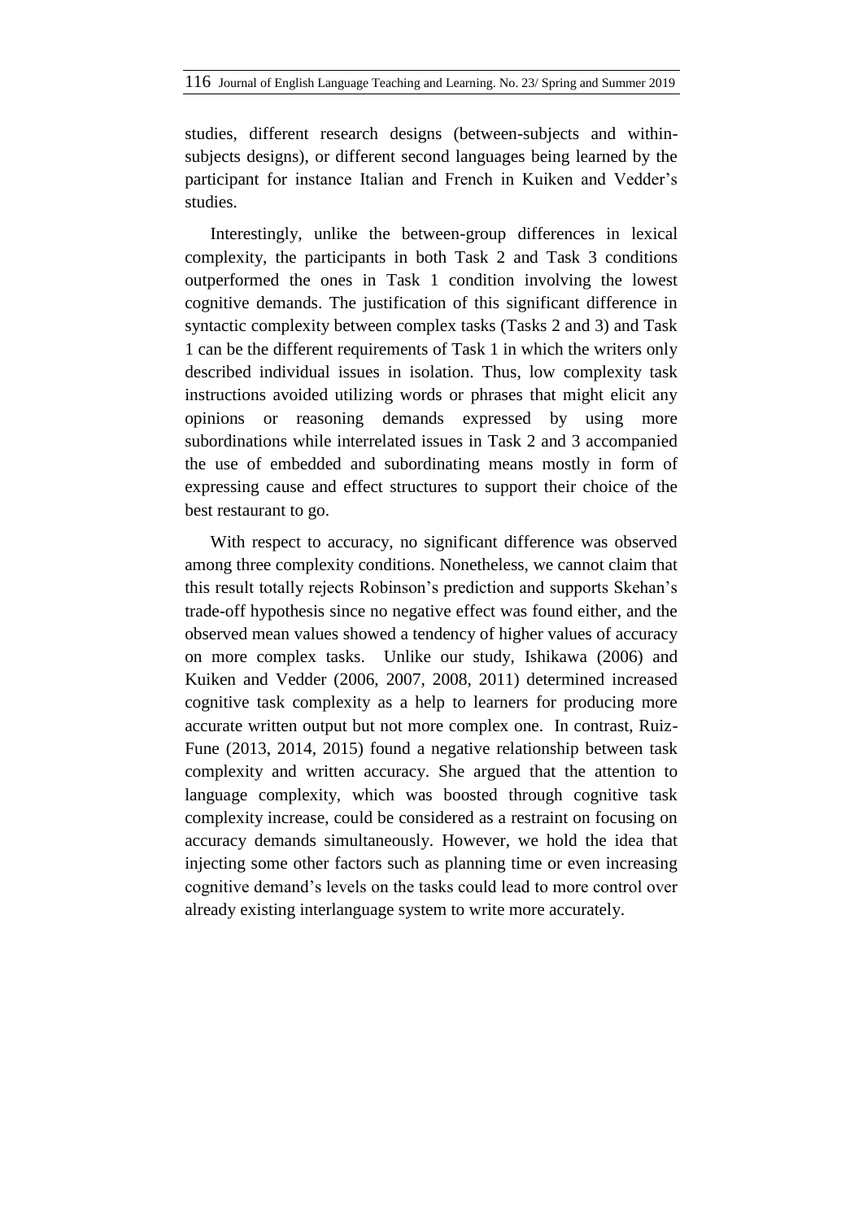studies, different research designs (between-subjects and within-subjects designs), or different second languages being learned by the participant for instance Italian and French in Kuiken and Vedder's studies.

Interestingly, unlike the between-group differences in lexical complexity, the participants in both Task 2 and Task 3 conditions outperformed the ones in Task 1 condition involving the lowest cognitive demands. The justification of this significant difference in syntactic complexity between complex tasks (Tasks 2 and 3) and Task 1 can be the different requirements of Task 1 in which the writers only described individual issues in isolation. Thus, low complexity task instructions avoided utilizing words or phrases that might elicit any opinions or reasoning demands expressed by using more subordinations while interrelated issues in Task 2 and 3 accompanied the use of embedded and subordinating means mostly in form of expressing cause and effect structures to support their choice of the best restaurant to go.

With respect to accuracy, no significant difference was observed among three complexity conditions. Nonetheless, we cannot claim that this result totally rejects Robinson's prediction and supports Skehan's trade-off hypothesis since no negative effect was found either, and the observed mean values showed a tendency of higher values of accuracy on more complex tasks. Unlike our study, Ishikawa (2006) and Kuiken and Vedder (2006, 2007, 2008, 2011) determined increased cognitive task complexity as a help to learners for producing more accurate written output but not more complex one. In contrast, Ruiz-Fune (2013, 2014, 2015) found a negative relationship between task complexity and written accuracy. She argued that the attention to language complexity, which was boosted through cognitive task complexity increase, could be considered as a restraint on focusing on accuracy demands simultaneously. However, we hold the idea that injecting some other factors such as planning time or even increasing cognitive demand's levels on the tasks could lead to more control over already existing interlanguage system to write more accurately.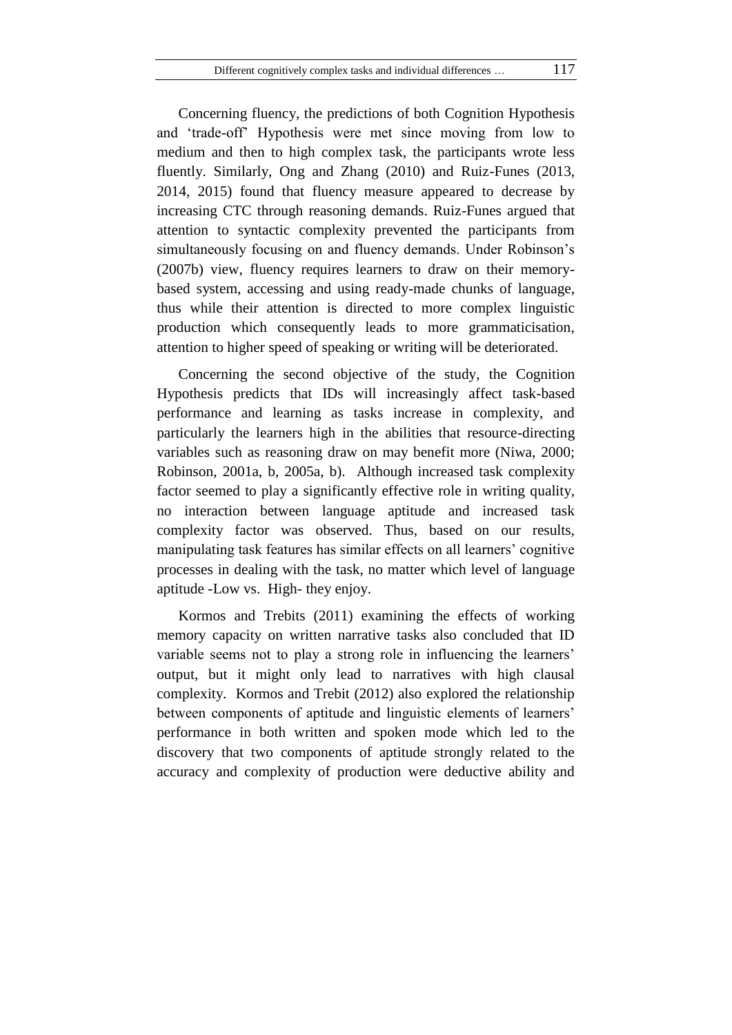Concerning fluency, the predictions of both Cognition Hypothesis and 'trade-off' Hypothesis were met since moving from low to medium and then to high complex task, the participants wrote less fluently. Similarly, Ong and Zhang (2010) and Ruiz-Funes (2013, 2014, 2015) found that fluency measure appeared to decrease by increasing CTC through reasoning demands. Ruiz-Funes argued that attention to syntactic complexity prevented the participants from simultaneously focusing on and fluency demands. Under Robinson's (2007b) view, fluency requires learners to draw on their memory-based system, accessing and using ready-made chunks of language, thus while their attention is directed to more complex linguistic production which consequently leads to more grammaticisation, attention to higher speed of speaking or writing will be deteriorated.

Concerning the second objective of the study, the Cognition Hypothesis predicts that IDs will increasingly affect task-based performance and learning as tasks increase in complexity, and particularly the learners high in the abilities that resource-directing variables such as reasoning draw on may benefit more (Niwa, 2000; Robinson, 2001a, b, 2005a, b). Although increased task complexity factor seemed to play a significantly effective role in writing quality, no interaction between language aptitude and increased task complexity factor was observed. Thus, based on our results, manipulating task features has similar effects on all learners' cognitive processes in dealing with the task, no matter which level of language aptitude -Low vs. High- they enjoy.

Kormos and Trebits (2011) examining the effects of working memory capacity on written narrative tasks also concluded that ID variable seems not to play a strong role in influencing the learners' output, but it might only lead to narratives with high clausal complexity. Kormos and Trebit (2012) also explored the relationship between components of aptitude and linguistic elements of learners' performance in both written and spoken mode which led to the discovery that two components of aptitude strongly related to the accuracy and complexity of production were deductive ability and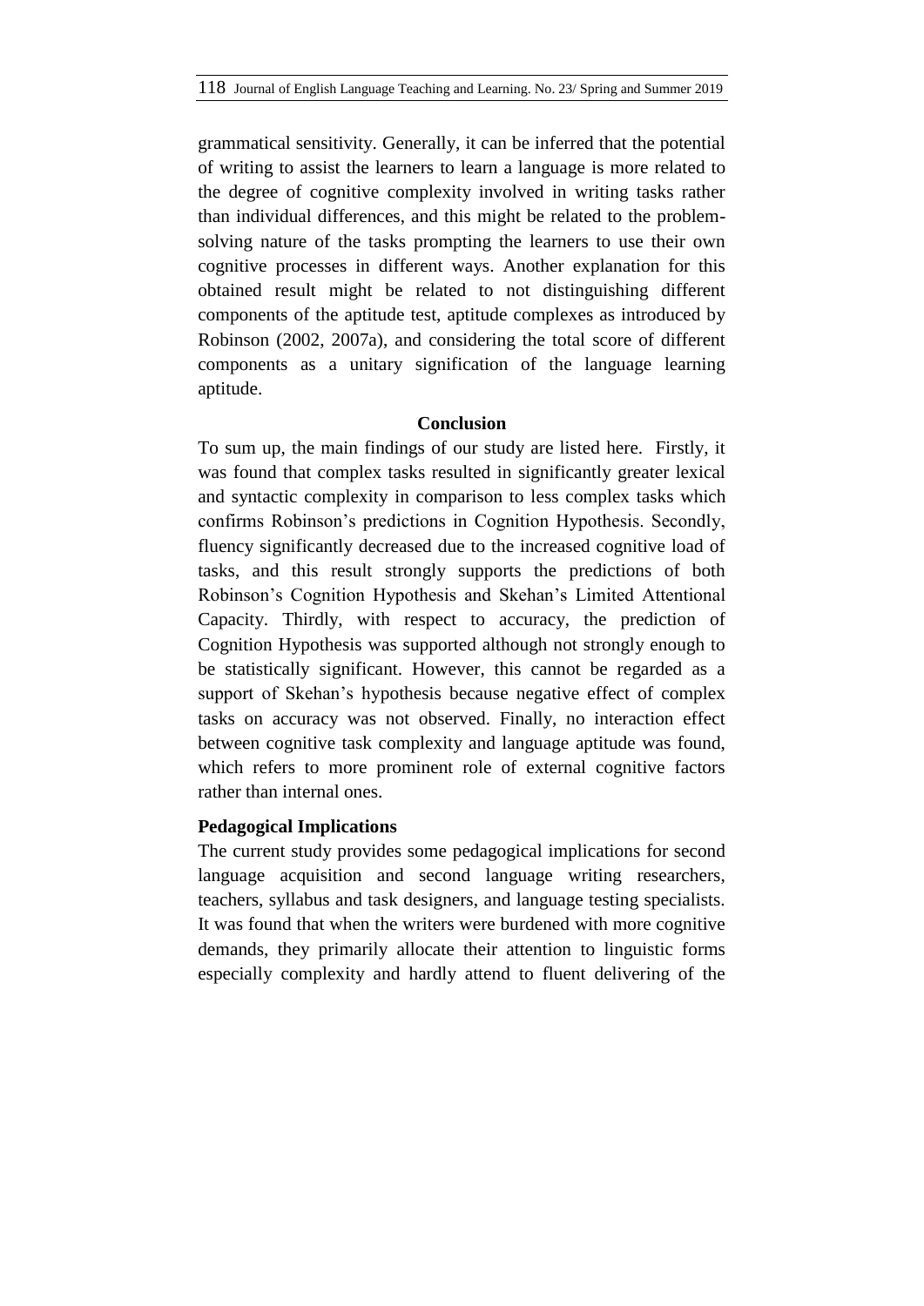grammatical sensitivity. Generally, it can be inferred that the potential of writing to assist the learners to learn a language is more related to the degree of cognitive complexity involved in writing tasks rather than individual differences, and this might be related to the problem-solving nature of the tasks prompting the learners to use their own cognitive processes in different ways. Another explanation for this obtained result might be related to not distinguishing different components of the aptitude test, aptitude complexes as introduced by Robinson (2002, 2007a), and considering the total score of different components as a unitary signification of the language learning aptitude.

## Conclusion

To sum up, the main findings of our study are listed here. Firstly, it was found that complex tasks resulted in significantly greater lexical and syntactic complexity in comparison to less complex tasks which confirms Robinson's predictions in Cognition Hypothesis. Secondly, fluency significantly decreased due to the increased cognitive load of tasks, and this result strongly supports the predictions of both Robinson's Cognition Hypothesis and Skehan's Limited Attentional Capacity. Thirdly, with respect to accuracy, the prediction of Cognition Hypothesis was supported although not strongly enough to be statistically significant. However, this cannot be regarded as a support of Skehan's hypothesis because negative effect of complex tasks on accuracy was not observed. Finally, no interaction effect between cognitive task complexity and language aptitude was found, which refers to more prominent role of external cognitive factors rather than internal ones.

### Pedagogical Implications

The current study provides some pedagogical implications for second language acquisition and second language writing researchers, teachers, syllabus and task designers, and language testing specialists. It was found that when the writers were burdened with more cognitive demands, they primarily allocate their attention to linguistic forms especially complexity and hardly attend to fluent delivering of the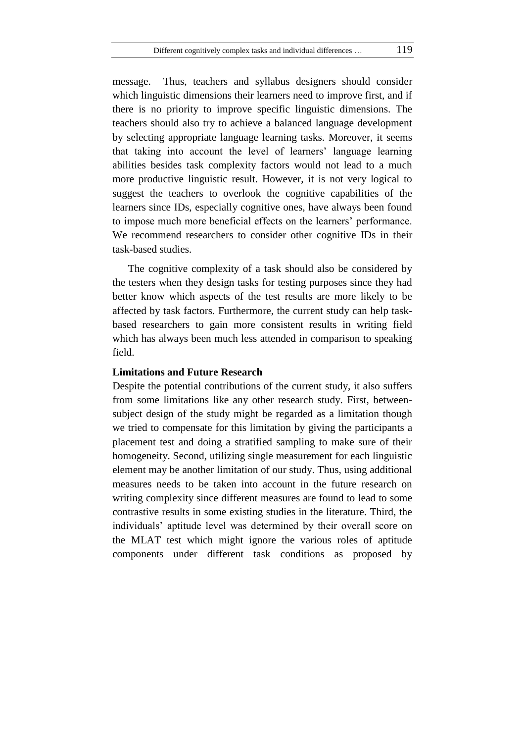message. Thus, teachers and syllabus designers should consider which linguistic dimensions their learners need to improve first, and if there is no priority to improve specific linguistic dimensions. The teachers should also try to achieve a balanced language development by selecting appropriate language learning tasks. Moreover, it seems that taking into account the level of learners' language learning abilities besides task complexity factors would not lead to a much more productive linguistic result. However, it is not very logical to suggest the teachers to overlook the cognitive capabilities of the learners since IDs, especially cognitive ones, have always been found to impose much more beneficial effects on the learners' performance. We recommend researchers to consider other cognitive IDs in their task-based studies.

The cognitive complexity of a task should also be considered by the testers when they design tasks for testing purposes since they had better know which aspects of the test results are more likely to be affected by task factors. Furthermore, the current study can help task-based researchers to gain more consistent results in writing field which has always been much less attended in comparison to speaking field.

**Limitations and Future Research**

Despite the potential contributions of the current study, it also suffers from some limitations like any other research study. First, between-subject design of the study might be regarded as a limitation though we tried to compensate for this limitation by giving the participants a placement test and doing a stratified sampling to make sure of their homogeneity. Second, utilizing single measurement for each linguistic element may be another limitation of our study. Thus, using additional measures needs to be taken into account in the future research on writing complexity since different measures are found to lead to some contrastive results in some existing studies in the literature. Third, the individuals' aptitude level was determined by their overall score on the MLAT test which might ignore the various roles of aptitude components under different task conditions as proposed by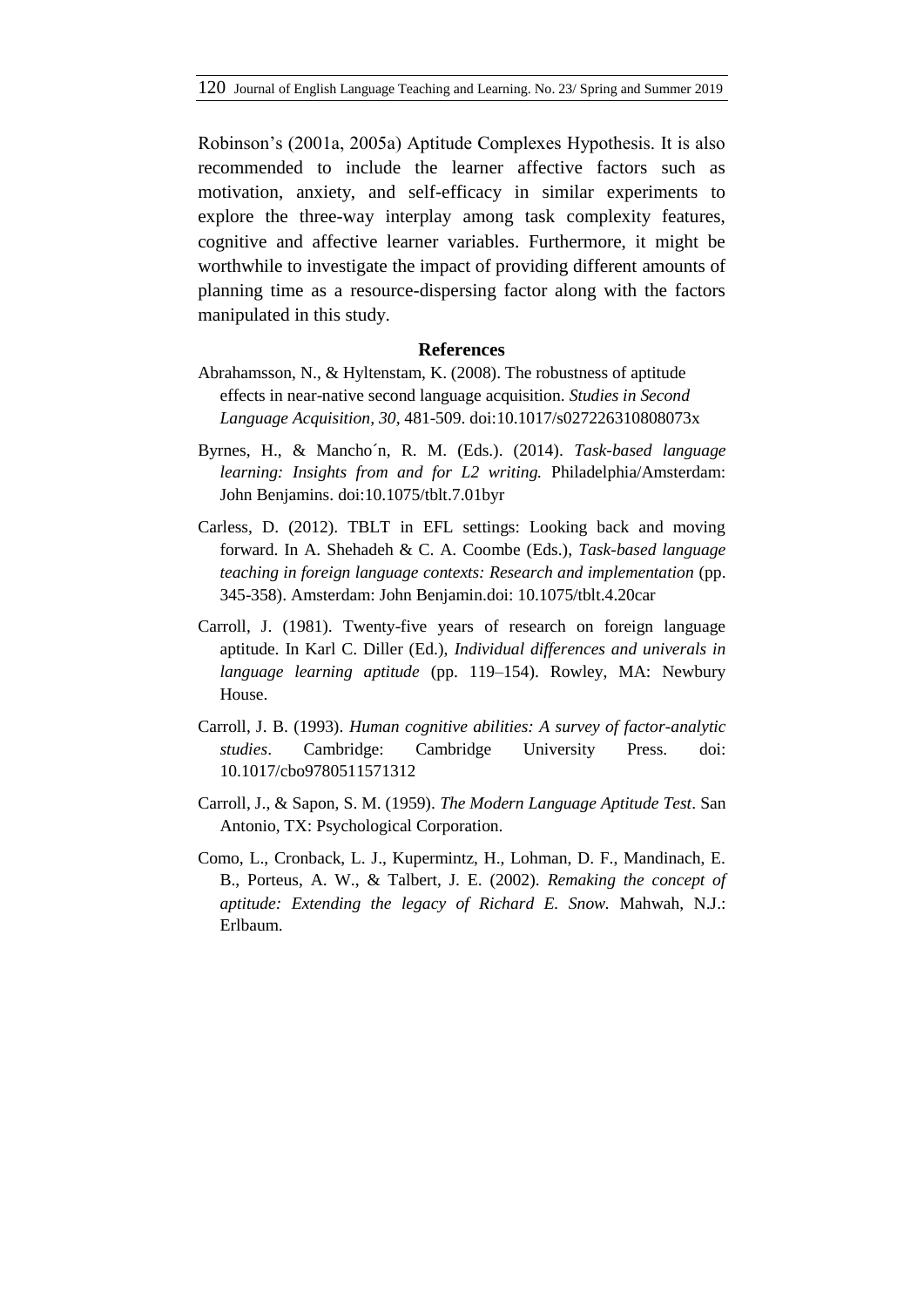Robinson’s (2001a, 2005a) Aptitude Complexes Hypothesis. It is also recommended to include the learner affective factors such as motivation, anxiety, and self-efficacy in similar experiments to explore the three-way interplay among task complexity features, cognitive and affective learner variables. Furthermore, it might be worthwhile to investigate the impact of providing different amounts of planning time as a resource-dispersing factor along with the factors manipulated in this study.

## References

Abrahamsson, N., & Hyltenstam, K. (2008). The robustness of aptitude effects in near-native second language acquisition. *Studies in Second Language Acquisition, 30*, 481-509. doi:10.1017/s027226310808073x

Byrnes, H., & Mancho´n, R. M. (Eds.). (2014). *Task-based language learning: Insights from and for L2 writing.* Philadelphia/Amsterdam: John Benjamins. doi:10.1075/tblt.7.01byr

Carless, D. (2012). TBLT in EFL settings: Looking back and moving forward. In A. Shehadeh & C. A. Coombe (Eds.), *Task-based language teaching in foreign language contexts: Research and implementation* (pp. 345-358). Amsterdam: John Benjamin.doi: 10.1075/tblt.4.20car

Carroll, J. (1981). Twenty-five years of research on foreign language aptitude. In Karl C. Diller (Ed.), *Individual differences and univerals in language learning aptitude* (pp. 119–154). Rowley, MA: Newbury House.

Carroll, J. B. (1993). *Human cognitive abilities: A survey of factor-analytic studies*. Cambridge: Cambridge University Press. doi: 10.1017/cbo9780511571312

Carroll, J., & Sapon, S. M. (1959). *The Modern Language Aptitude Test*. San Antonio, TX: Psychological Corporation.

Como, L., Cronback, L. J., Kupermintz, H., Lohman, D. F., Mandinach, E. B., Porteus, A. W., & Talbert, J. E. (2002). *Remaking the concept of aptitude: Extending the legacy of Richard E. Snow.* Mahwah, N.J.: Erlbaum.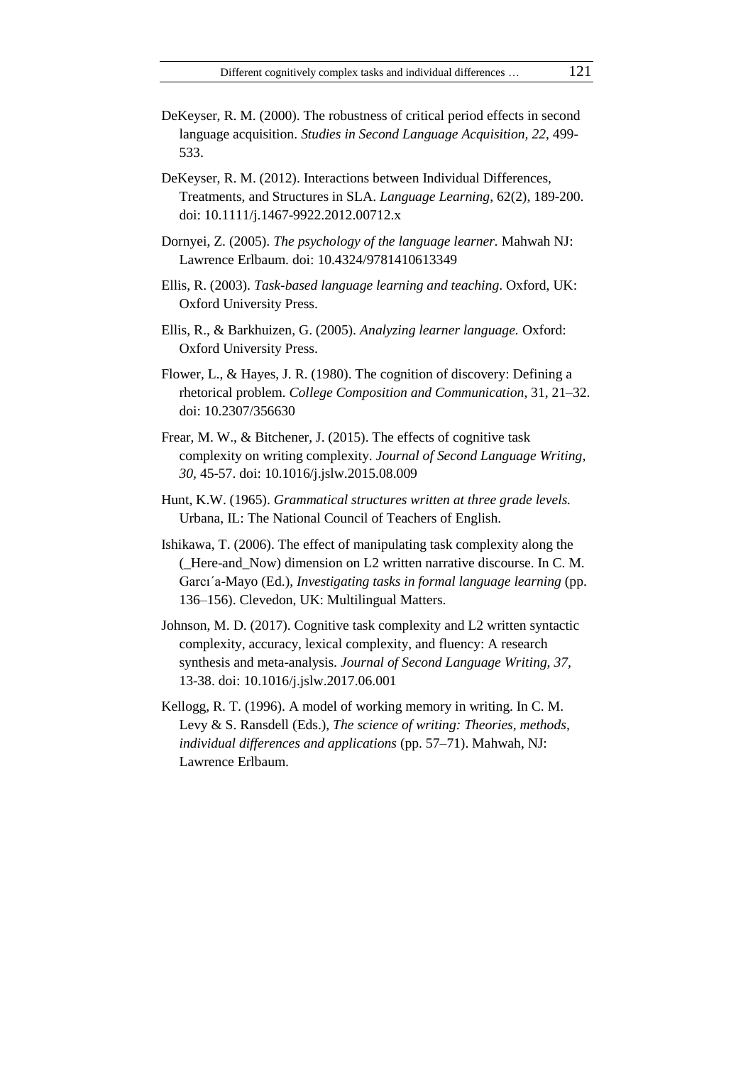DeKeyser, R. M. (2000). The robustness of critical period effects in second language acquisition. *Studies in Second Language Acquisition, 22*, 499-533.

DeKeyser, R. M. (2012). Interactions between Individual Differences, Treatments, and Structures in SLA. *Language Learning*, 62(2), 189-200. doi: 10.1111/j.1467-9922.2012.00712.x

Dornyei, Z. (2005). *The psychology of the language learner*. Mahwah NJ: Lawrence Erlbaum. doi: 10.4324/9781410613349

Ellis, R. (2003). *Task-based language learning and teaching*. Oxford, UK: Oxford University Press.

Ellis, R., & Barkhuizen, G. (2005). *Analyzing learner language.* Oxford: Oxford University Press.

Flower, L., & Hayes, J. R. (1980). The cognition of discovery: Defining a rhetorical problem. *College Composition and Communication*, 31, 21–32. doi: 10.2307/356630

Frear, M. W., & Bitchener, J. (2015). The effects of cognitive task complexity on writing complexity. *Journal of Second Language Writing, 30*, 45-57. doi: 10.1016/j.jslw.2015.08.009

Hunt, K.W. (1965). *Grammatical structures written at three grade levels.* Urbana, IL: The National Council of Teachers of English.

Ishikawa, T. (2006). The effect of manipulating task complexity along the (_Here-and_Now) dimension on L2 written narrative discourse. In C. M. Garcı´a-Mayo (Ed.), *Investigating tasks in formal language learning* (pp. 136–156). Clevedon, UK: Multilingual Matters.

Johnson, M. D. (2017). Cognitive task complexity and L2 written syntactic complexity, accuracy, lexical complexity, and fluency: A research synthesis and meta-analysis. *Journal of Second Language Writing, 37*, 13-38. doi: 10.1016/j.jslw.2017.06.001

Kellogg, R. T. (1996). A model of working memory in writing. In C. M. Levy & S. Ransdell (Eds.), *The science of writing: Theories, methods, individual differences and applications* (pp. 57–71). Mahwah, NJ: Lawrence Erlbaum.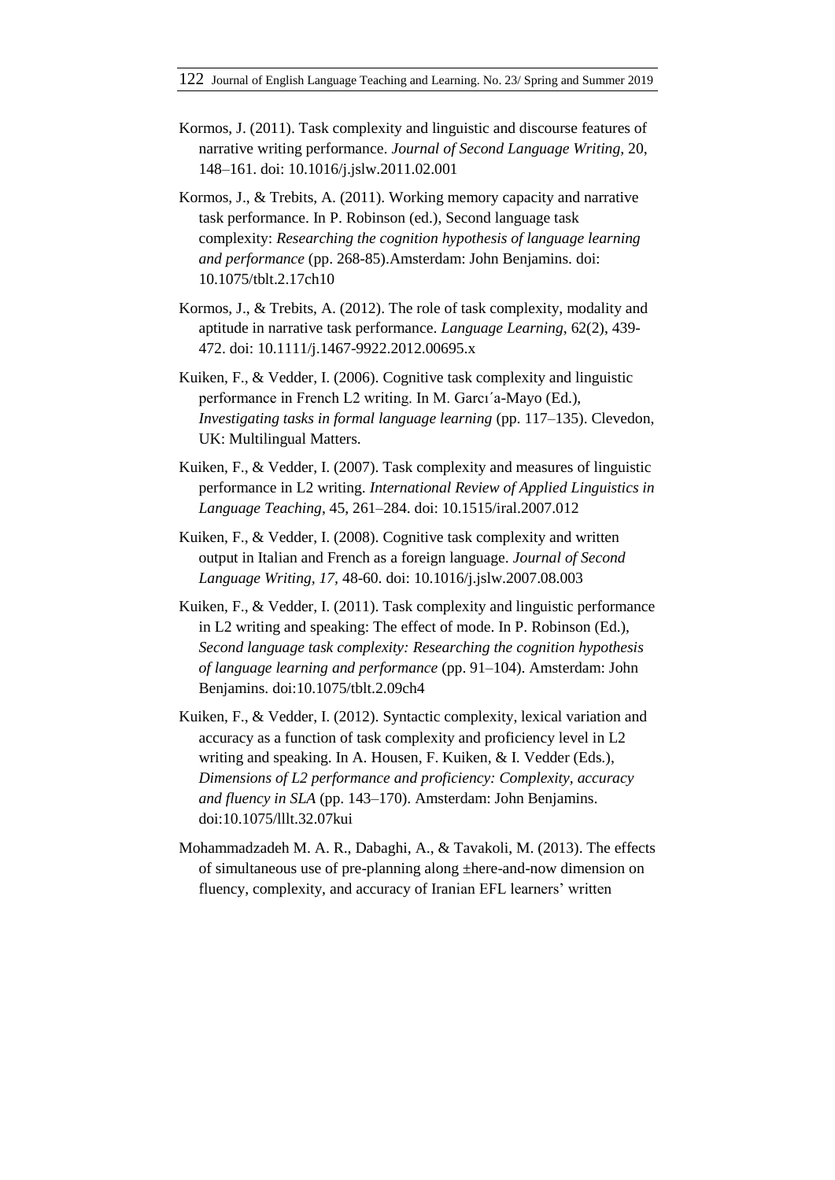Kormos, J. (2011). Task complexity and linguistic and discourse features of narrative writing performance. *Journal of Second Language Writing,* 20, 148–161. doi: 10.1016/j.jslw.2011.02.001

Kormos, J., & Trebits, A. (2011). Working memory capacity and narrative task performance. In P. Robinson (ed.), Second language task complexity: *Researching the cognition hypothesis of language learning and performance* (pp. 268-85).Amsterdam: John Benjamins. doi: 10.1075/tblt.2.17ch10

Kormos, J., & Trebits, A. (2012). The role of task complexity, modality and aptitude in narrative task performance. *Language Learning*, 62(2), 439-472. doi: 10.1111/j.1467-9922.2012.00695.x

Kuiken, F., & Vedder, I. (2006). Cognitive task complexity and linguistic performance in French L2 writing. In M. Garcı´a-Mayo (Ed.), *Investigating tasks in formal language learning* (pp. 117–135). Clevedon, UK: Multilingual Matters.

Kuiken, F., & Vedder, I. (2007). Task complexity and measures of linguistic performance in L2 writing. *International Review of Applied Linguistics in Language Teaching*, 45, 261–284. doi: 10.1515/iral.2007.012

Kuiken, F., & Vedder, I. (2008). Cognitive task complexity and written output in Italian and French as a foreign language. *Journal of Second Language Writing, 17,* 48-60. doi: 10.1016/j.jslw.2007.08.003

Kuiken, F., & Vedder, I. (2011). Task complexity and linguistic performance in L2 writing and speaking: The effect of mode. In P. Robinson (Ed.), *Second language task complexity: Researching the cognition hypothesis of language learning and performance* (pp. 91–104). Amsterdam: John Benjamins. doi:10.1075/tblt.2.09ch4

Kuiken, F., & Vedder, I. (2012). Syntactic complexity, lexical variation and accuracy as a function of task complexity and proficiency level in L2 writing and speaking. In A. Housen, F. Kuiken, & I. Vedder (Eds.), *Dimensions of L2 performance and proficiency: Complexity, accuracy and fluency in SLA* (pp. 143–170). Amsterdam: John Benjamins. doi:10.1075/lllt.32.07kui

Mohammadzadeh M. A. R., Dabaghi, A., & Tavakoli, M. (2013). The effects of simultaneous use of pre-planning along ±here-and-now dimension on fluency, complexity, and accuracy of Iranian EFL learners' written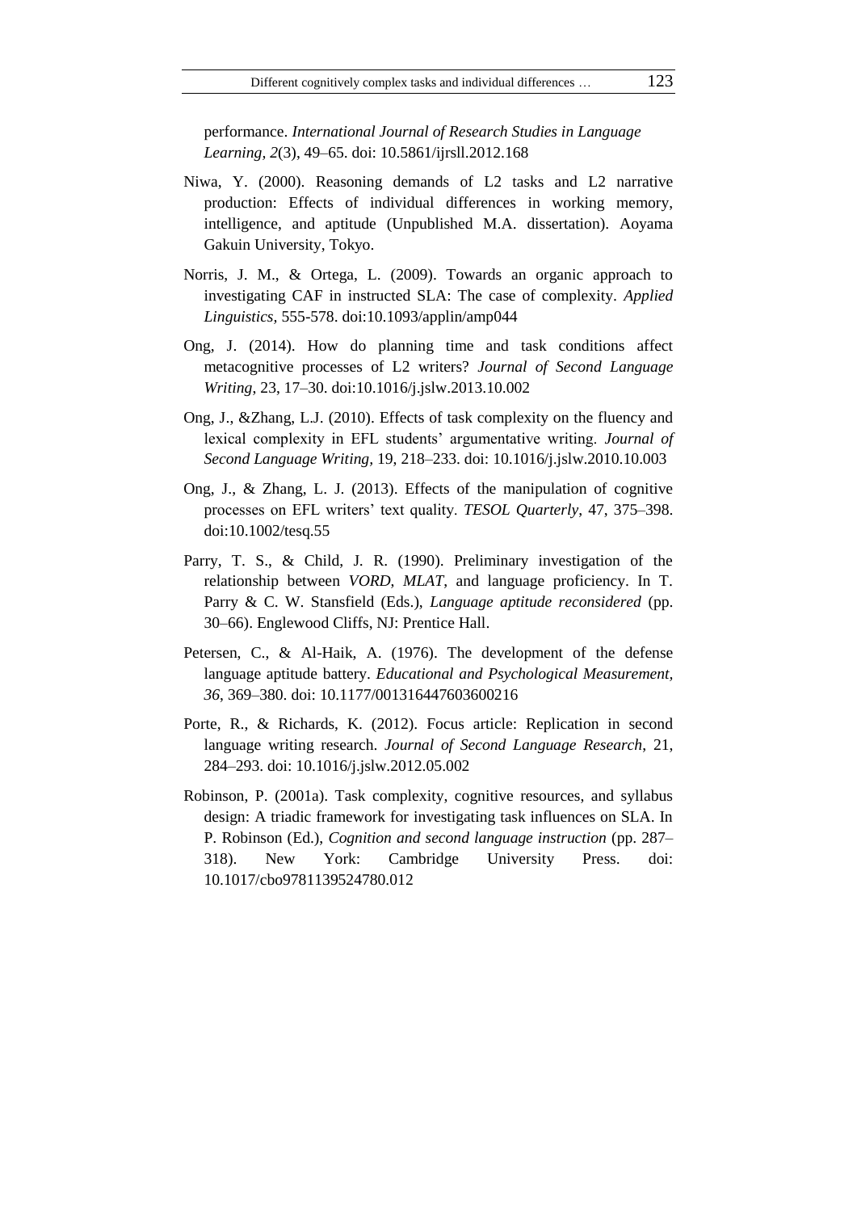performance. *International Journal of Research Studies in Language Learning, 2*(3), 49–65. doi: 10.5861/ijrsll.2012.168

Niwa, Y. (2000). Reasoning demands of L2 tasks and L2 narrative production: Effects of individual differences in working memory, intelligence, and aptitude (Unpublished M.A. dissertation). Aoyama Gakuin University, Tokyo.

Norris, J. M., & Ortega, L. (2009). Towards an organic approach to investigating CAF in instructed SLA: The case of complexity. *Applied Linguistics,* 555-578. doi:10.1093/applin/amp044

Ong, J. (2014). How do planning time and task conditions affect metacognitive processes of L2 writers? *Journal of Second Language Writing*, 23, 17–30. doi:10.1016/j.jslw.2013.10.002

Ong, J., &Zhang, L.J. (2010). Effects of task complexity on the fluency and lexical complexity in EFL students' argumentative writing. *Journal of Second Language Writing,* 19, 218–233. doi: 10.1016/j.jslw.2010.10.003

Ong, J., & Zhang, L. J. (2013). Effects of the manipulation of cognitive processes on EFL writers' text quality. *TESOL Quarterly*, 47, 375–398. doi:10.1002/tesq.55

Parry, T. S., & Child, J. R. (1990). Preliminary investigation of the relationship between *VORD*, *MLAT*, and language proficiency. In T. Parry & C. W. Stansfield (Eds.), *Language aptitude reconsidered* (pp. 30–66). Englewood Cliffs, NJ: Prentice Hall.

Petersen, C., & Al-Haik, A. (1976). The development of the defense language aptitude battery. *Educational and Psychological Measurement, 36*, 369–380. doi: 10.1177/001316447603600216

Porte, R., & Richards, K. (2012). Focus article: Replication in second language writing research. *Journal of Second Language Research*, 21, 284–293. doi: 10.1016/j.jslw.2012.05.002

Robinson, P. (2001a). Task complexity, cognitive resources, and syllabus design: A triadic framework for investigating task influences on SLA. In P. Robinson (Ed.), *Cognition and second language instruction* (pp. 287–318). New York: Cambridge University Press. doi: 10.1017/cbo9781139524780.012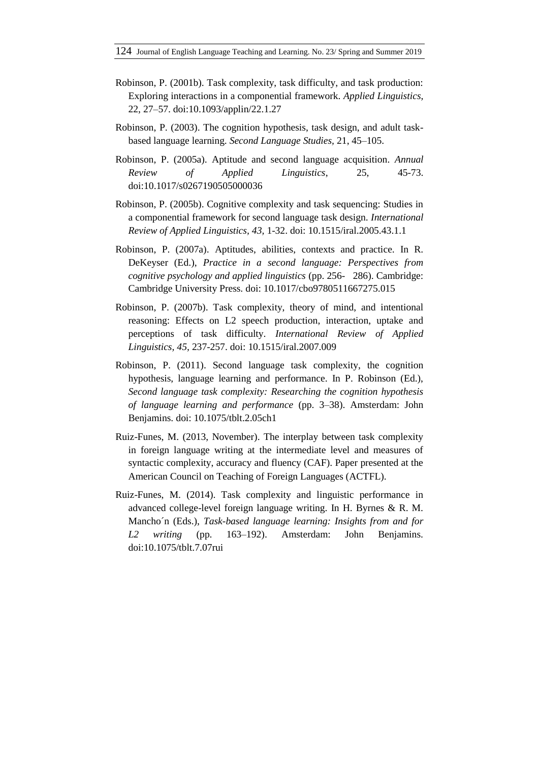Robinson, P. (2001b). Task complexity, task difficulty, and task production: Exploring interactions in a componential framework. *Applied Linguistics,* 22, 27–57. doi:10.1093/applin/22.1.27

Robinson, P. (2003). The cognition hypothesis, task design, and adult task-based language learning. *Second Language Studies,* 21, 45–105.

Robinson, P. (2005a). Aptitude and second language acquisition. *Annual Review of Applied Linguistics*, 25, 45-73. doi:10.1017/s0267190505000036

Robinson, P. (2005b). Cognitive complexity and task sequencing: Studies in a componential framework for second language task design. *International Review of Applied Linguistics, 43,* 1-32. doi: 10.1515/iral.2005.43.1.1

Robinson, P. (2007a). Aptitudes, abilities, contexts and practice. In R. DeKeyser (Ed.), *Practice in a second language: Perspectives from cognitive psychology and applied linguistics* (pp. 256- 286). Cambridge: Cambridge University Press. doi: 10.1017/cbo9780511667275.015

Robinson, P. (2007b). Task complexity, theory of mind, and intentional reasoning: Effects on L2 speech production, interaction, uptake and perceptions of task difficulty. *International Review of Applied Linguistics, 45,* 237-257. doi: 10.1515/iral.2007.009

Robinson, P. (2011). Second language task complexity, the cognition hypothesis, language learning and performance. In P. Robinson (Ed.), *Second language task complexity: Researching the cognition hypothesis of language learning and performance* (pp. 3–38). Amsterdam: John Benjamins. doi: 10.1075/tblt.2.05ch1

Ruiz-Funes, M. (2013, November). The interplay between task complexity in foreign language writing at the intermediate level and measures of syntactic complexity, accuracy and fluency (CAF). Paper presented at the American Council on Teaching of Foreign Languages (ACTFL).

Ruiz-Funes, M. (2014). Task complexity and linguistic performance in advanced college-level foreign language writing. In H. Byrnes & R. M. Mancho´n (Eds.), *Task-based language learning: Insights from and for L2 writing* (pp. 163–192). Amsterdam: John Benjamins. doi:10.1075/tblt.7.07rui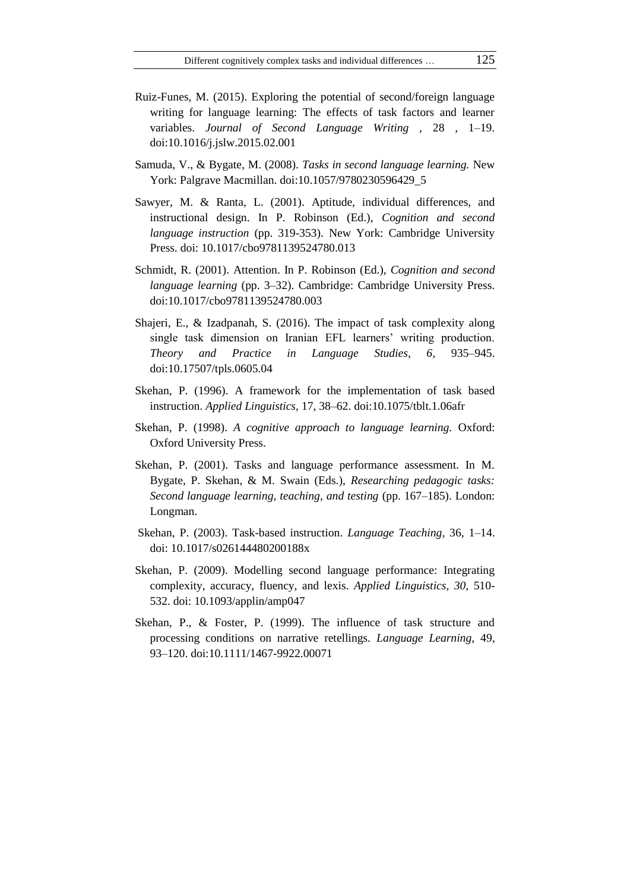Ruiz-Funes, M. (2015). Exploring the potential of second/foreign language writing for language learning: The effects of task factors and learner variables. *Journal of Second Language Writing* , 28 , 1–19. doi:10.1016/j.jslw.2015.02.001

Samuda, V., & Bygate, M. (2008). *Tasks in second language learning.* New York: Palgrave Macmillan. doi:10.1057/9780230596429_5

Sawyer, M. & Ranta, L. (2001). Aptitude, individual differences, and instructional design. In P. Robinson (Ed.), *Cognition and second language instruction* (pp. 319-353). New York: Cambridge University Press. doi: 10.1017/cbo9781139524780.013

Schmidt, R. (2001). Attention. In P. Robinson (Ed.), *Cognition and second language learning* (pp. 3–32). Cambridge: Cambridge University Press. doi:10.1017/cbo9781139524780.003

Shajeri, E., & Izadpanah, S. (2016). The impact of task complexity along single task dimension on Iranian EFL learners' writing production. *Theory and Practice in Language Studies*, *6,* 935–945. doi:10.17507/tpls.0605.04

Skehan, P. (1996). A framework for the implementation of task based instruction. *Applied Linguistics*, 17, 38–62. doi:10.1075/tblt.1.06afr

Skehan, P. (1998). *A cognitive approach to language learning.* Oxford: Oxford University Press.

Skehan, P. (2001). Tasks and language performance assessment. In M. Bygate, P. Skehan, & M. Swain (Eds.), *Researching pedagogic tasks: Second language learning, teaching, and testing* (pp. 167–185). London: Longman.

Skehan, P. (2003). Task-based instruction. *Language Teaching,* 36, 1–14. doi: 10.1017/s026144480200188x

Skehan, P. (2009). Modelling second language performance: Integrating complexity, accuracy, fluency, and lexis. *Applied Linguistics, 30,* 510-532. doi: 10.1093/applin/amp047

Skehan, P., & Foster, P. (1999). The influence of task structure and processing conditions on narrative retellings. *Language Learning*, 49, 93–120. doi:10.1111/1467-9922.00071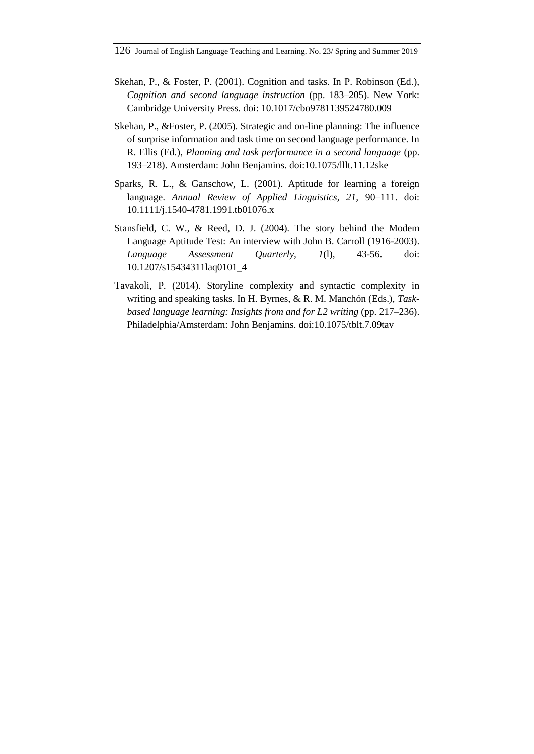Skehan, P., & Foster, P. (2001). Cognition and tasks. In P. Robinson (Ed.), *Cognition and second language instruction* (pp. 183–205). New York: Cambridge University Press. doi: 10.1017/cbo9781139524780.009

Skehan, P., &Foster, P. (2005). Strategic and on-line planning: The influence of surprise information and task time on second language performance. In R. Ellis (Ed.), *Planning and task performance in a second language* (pp. 193–218). Amsterdam: John Benjamins. doi:10.1075/lllt.11.12ske

Sparks, R. L., & Ganschow, L. (2001). Aptitude for learning a foreign language. *Annual Review of Applied Linguistics, 21,* 90–111. doi: 10.1111/j.1540-4781.1991.tb01076.x

Stansfield, C. W., & Reed, D. J. (2004). The story behind the Modem Language Aptitude Test: An interview with John B. Carroll (1916-2003). *Language Assessment Quarterly, 1*(l), 43-56. doi: 10.1207/s15434311laq0101_4

Tavakoli, P. (2014). Storyline complexity and syntactic complexity in writing and speaking tasks. In H. Byrnes, & R. M. Manchón (Eds.), *Task-based language learning: Insights from and for L2 writing* (pp. 217–236). Philadelphia/Amsterdam: John Benjamins. doi:10.1075/tblt.7.09tav